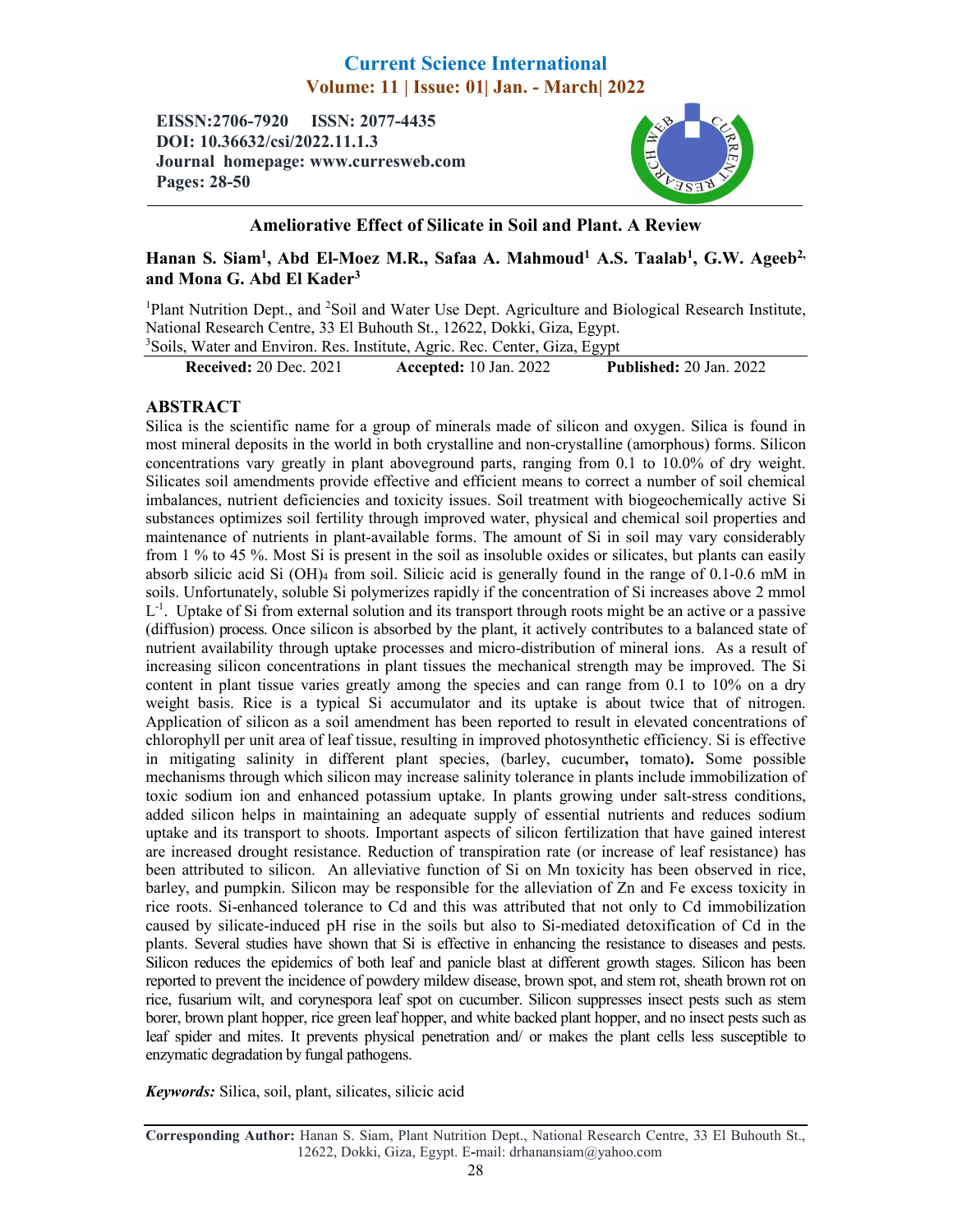Current Science International
Volume: 11 | Issue: 01| Jan. - March| 2022

**EISSN:2706-7920 ISSN: 2077-4435**
**DOI: 10.36632/csi/2022.11.1.3**
**Journal homepage: www.curresweb.com**
**Pages: 28-50**

# Ameliorative Effect of Silicate in Soil and Plant. A Review

**Hanan S. Siam[1], Abd El-Moez M.R., Safaa A. Mahmoud[1] A.S. Taalab[1], G.W. Ageeb[2,] and Mona G. Abd El Kader[3]**

[1]Plant Nutrition Dept., and [2]Soil and Water Use Dept. Agriculture and Biological Research Institute, National Research Centre, 33 El Buhouth St., 12622, Dokki, Giza, Egypt.
[3]Soils, Water and Environ. Res. Institute, Agric. Rec. Center, Giza, Egypt

**Received:** 20 Dec. 2021 **Accepted:** 10 Jan. 2022 **Published:** 20 Jan. 2022

## ABSTRACT

Silica is the scientific name for a group of minerals made of silicon and oxygen. Silica is found in most mineral deposits in the world in both crystalline and non-crystalline (amorphous) forms. Silicon concentrations vary greatly in plant aboveground parts, ranging from 0.1 to 10.0% of dry weight. Silicates soil amendments provide effective and efficient means to correct a number of soil chemical imbalances, nutrient deficiencies and toxicity issues. Soil treatment with biogeochemically active Si substances optimizes soil fertility through improved water, physical and chemical soil properties and maintenance of nutrients in plant-available forms. The amount of Si in soil may vary considerably from 1 % to 45 %. Most Si is present in the soil as insoluble oxides or silicates, but plants can easily absorb silicic acid Si $(OH)_4$ from soil. Silicic acid is generally found in the range of 0.1-0.6 mM in soils. Unfortunately, soluble Si polymerizes rapidly if the concentration of Si increases above 2 mmol $L^{-1}$. Uptake of Si from external solution and its transport through roots might be an active or a passive (diffusion) process. Once silicon is absorbed by the plant, it actively contributes to a balanced state of nutrient availability through uptake processes and micro-distribution of mineral ions. As a result of increasing silicon concentrations in plant tissues the mechanical strength may be improved. The Si content in plant tissue varies greatly among the species and can range from 0.1 to 10% on a dry weight basis. Rice is a typical Si accumulator and its uptake is about twice that of nitrogen. Application of silicon as a soil amendment has been reported to result in elevated concentrations of chlorophyll per unit area of leaf tissue, resulting in improved photosynthetic efficiency. Si is effective in mitigating salinity in different plant species, (barley, cucumber**,** tomato**).** Some possible mechanisms through which silicon may increase salinity tolerance in plants include immobilization of toxic sodium ion and enhanced potassium uptake. In plants growing under salt-stress conditions, added silicon helps in maintaining an adequate supply of essential nutrients and reduces sodium uptake and its transport to shoots. Important aspects of silicon fertilization that have gained interest are increased drought resistance. Reduction of transpiration rate (or increase of leaf resistance) has been attributed to silicon. An alleviative function of Si on Mn toxicity has been observed in rice, barley, and pumpkin. Silicon may be responsible for the alleviation of Zn and Fe excess toxicity in rice roots. Si-enhanced tolerance to Cd and this was attributed that not only to Cd immobilization caused by silicate-induced pH rise in the soils but also to Si-mediated detoxification of Cd in the plants. Several studies have shown that Si is effective in enhancing the resistance to diseases and pests. Silicon reduces the epidemics of both leaf and panicle blast at different growth stages. Silicon has been reported to prevent the incidence of powdery mildew disease, brown spot, and stem rot, sheath brown rot on rice, fusarium wilt, and corynespora leaf spot on cucumber. Silicon suppresses insect pests such as stem borer, brown plant hopper, rice green leaf hopper, and white backed plant hopper, and no insect pests such as leaf spider and mites. It prevents physical penetration and/ or makes the plant cells less susceptible to enzymatic degradation by fungal pathogens.

***Keywords:*** Silica, soil, plant, silicates, silicic acid

**Corresponding Author:** Hanan S. Siam, Plant Nutrition Dept., National Research Centre, 33 El Buhouth St., 12622, Dokki, Giza, Egypt. E-mail: drhanansiam@yahoo.com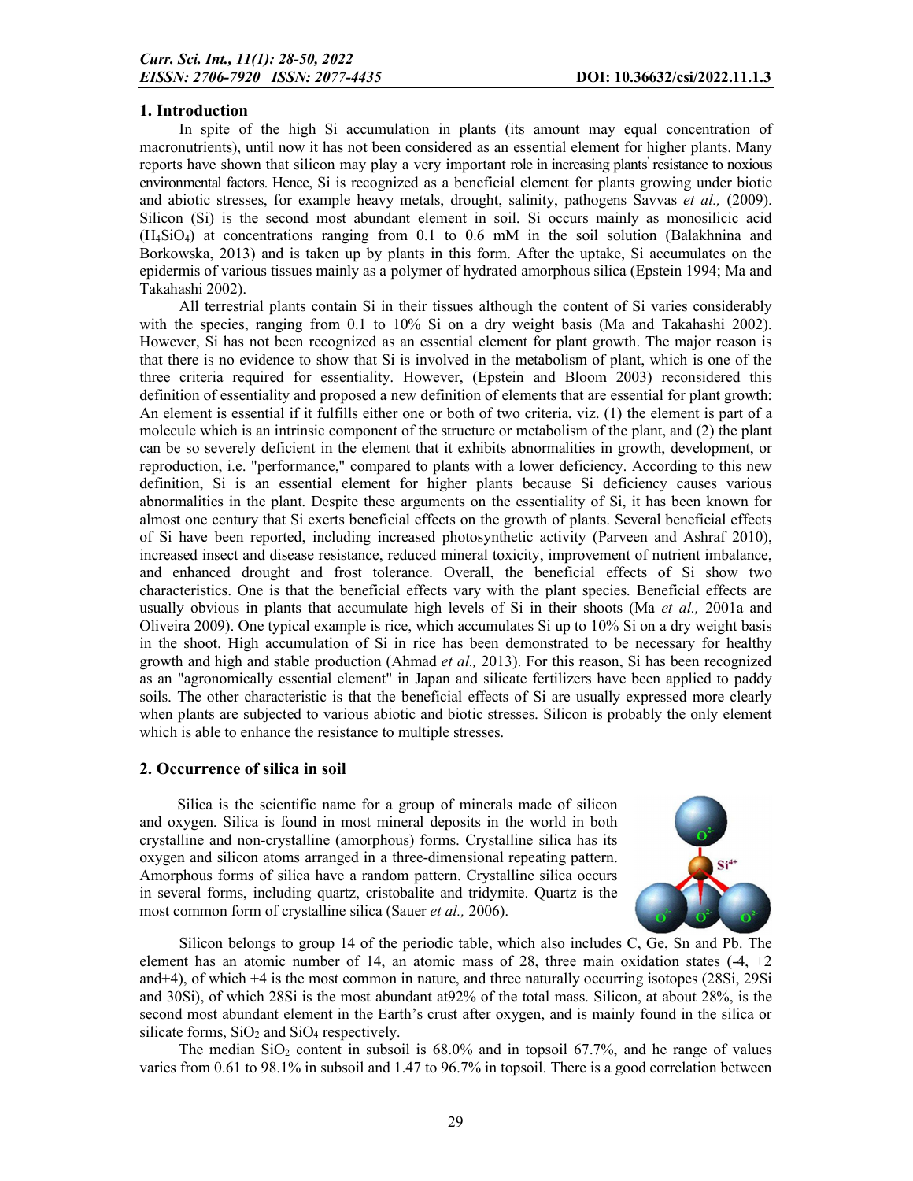## 1. Introduction

In spite of the high Si accumulation in plants (its amount may equal concentration of macronutrients), until now it has not been considered as an essential element for higher plants. Many reports have shown that silicon may play a very important role in increasing plants' resistance to noxious environmental factors. Hence, Si is recognized as a beneficial element for plants growing under biotic and abiotic stresses, for example heavy metals, drought, salinity, pathogens Savvas *et al.,* (2009). Silicon (Si) is the second most abundant element in soil. Si occurs mainly as monosilicic acid ($H_4SiO_4$) at concentrations ranging from 0.1 to 0.6 mM in the soil solution (Balakhnina and Borkowska, 2013) and is taken up by plants in this form. After the uptake, Si accumulates on the epidermis of various tissues mainly as a polymer of hydrated amorphous silica (Epstein 1994; Ma and Takahashi 2002).

All terrestrial plants contain Si in their tissues although the content of Si varies considerably with the species, ranging from 0.1 to 10% Si on a dry weight basis (Ma and Takahashi 2002). However, Si has not been recognized as an essential element for plant growth. The major reason is that there is no evidence to show that Si is involved in the metabolism of plant, which is one of the three criteria required for essentiality. However, (Epstein and Bloom 2003) reconsidered this definition of essentiality and proposed a new definition of elements that are essential for plant growth: An element is essential if it fulfills either one or both of two criteria, viz. (1) the element is part of a molecule which is an intrinsic component of the structure or metabolism of the plant, and (2) the plant can be so severely deficient in the element that it exhibits abnormalities in growth, development, or reproduction, i.e. "performance," compared to plants with a lower deficiency. According to this new definition, Si is an essential element for higher plants because Si deficiency causes various abnormalities in the plant. Despite these arguments on the essentiality of Si, it has been known for almost one century that Si exerts beneficial effects on the growth of plants. Several beneficial effects of Si have been reported, including increased photosynthetic activity (Parveen and Ashraf 2010), increased insect and disease resistance, reduced mineral toxicity, improvement of nutrient imbalance, and enhanced drought and frost tolerance. Overall, the beneficial effects of Si show two characteristics. One is that the beneficial effects vary with the plant species. Beneficial effects are usually obvious in plants that accumulate high levels of Si in their shoots (Ma *et al.,* 2001a and Oliveira 2009). One typical example is rice, which accumulates Si up to 10% Si on a dry weight basis in the shoot. High accumulation of Si in rice has been demonstrated to be necessary for healthy growth and high and stable production (Ahmad *et al.,* 2013). For this reason, Si has been recognized as an "agronomically essential element" in Japan and silicate fertilizers have been applied to paddy soils. The other characteristic is that the beneficial effects of Si are usually expressed more clearly when plants are subjected to various abiotic and biotic stresses. Silicon is probably the only element which is able to enhance the resistance to multiple stresses.

## 2. Occurrence of silica in soil

Silica is the scientific name for a group of minerals made of silicon and oxygen. Silica is found in most mineral deposits in the world in both crystalline and non-crystalline (amorphous) forms. Crystalline silica has its oxygen and silicon atoms arranged in a three-dimensional repeating pattern. Amorphous forms of silica have a random pattern. Crystalline silica occurs in several forms, including quartz, cristobalite and tridymite. Quartz is the most common form of crystalline silica (Sauer *et al.,* 2006).

Silicon belongs to group 14 of the periodic table, which also includes C, Ge, Sn and Pb. The element has an atomic number of 14, an atomic mass of 28, three main oxidation states (-4, +2 and+4), of which +4 is the most common in nature, and three naturally occurring isotopes (28Si, 29Si and 30Si), of which 28Si is the most abundant at92% of the total mass. Silicon, at about 28%, is the second most abundant element in the Earth's crust after oxygen, and is mainly found in the silica or silicate forms, $SiO_2$ and $SiO_4$ respectively.

The median $SiO_2$ content in subsoil is 68.0% and in topsoil 67.7%, and he range of values varies from 0.61 to 98.1% in subsoil and 1.47 to 96.7% in topsoil. There is a good correlation between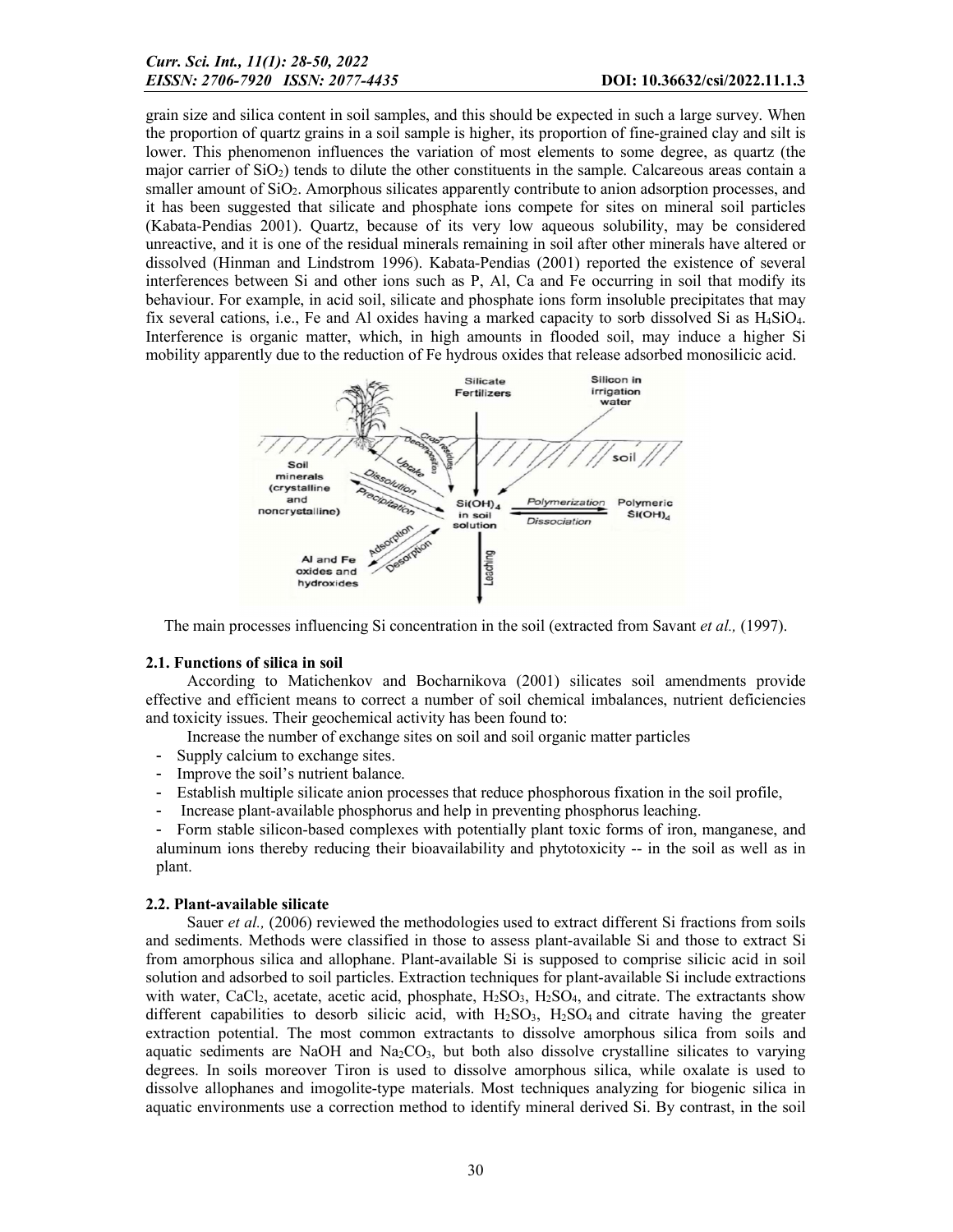grain size and silica content in soil samples, and this should be expected in such a large survey. When the proportion of quartz grains in a soil sample is higher, its proportion of fine-grained clay and silt is lower. This phenomenon influences the variation of most elements to some degree, as quartz (the major carrier of $SiO_2$) tends to dilute the other constituents in the sample. Calcareous areas contain a smaller amount of $SiO_2$. Amorphous silicates apparently contribute to anion adsorption processes, and it has been suggested that silicate and phosphate ions compete for sites on mineral soil particles (Kabata-Pendias 2001). Quartz, because of its very low aqueous solubility, may be considered unreactive, and it is one of the residual minerals remaining in soil after other minerals have altered or dissolved (Hinman and Lindstrom 1996). Kabata-Pendias (2001) reported the existence of several interferences between Si and other ions such as P, Al, Ca and Fe occurring in soil that modify its behaviour. For example, in acid soil, silicate and phosphate ions form insoluble precipitates that may fix several cations, i.e., Fe and Al oxides having a marked capacity to sorb dissolved Si as $H_4SiO_4$. Interference is organic matter, which, in high amounts in flooded soil, may induce a higher Si mobility apparently due to the reduction of Fe hydrous oxides that release adsorbed monosilicic acid.

The main processes influencing Si concentration in the soil (extracted from Savant *et al.,* (1997).

### 2.1. Functions of silica in soil

According to Matichenkov and Bocharnikova (2001) silicates soil amendments provide effective and efficient means to correct a number of soil chemical imbalances, nutrient deficiencies and toxicity issues. Their geochemical activity has been found to:

Increase the number of exchange sites on soil and soil organic matter particles

- Supply calcium to exchange sites.
- Improve the soil's nutrient balance.
- Establish multiple silicate anion processes that reduce phosphorous fixation in the soil profile,
- Increase plant-available phosphorus and help in preventing phosphorus leaching.
- Form stable silicon-based complexes with potentially plant toxic forms of iron, manganese, and aluminum ions thereby reducing their bioavailability and phytotoxicity -- in the soil as well as in plant.

### 2.2. Plant-available silicate

Sauer *et al.,* (2006) reviewed the methodologies used to extract different Si fractions from soils and sediments. Methods were classified in those to assess plant-available Si and those to extract Si from amorphous silica and allophane. Plant-available Si is supposed to comprise silicic acid in soil solution and adsorbed to soil particles. Extraction techniques for plant-available Si include extractions with water, $CaCl_2$, acetate, acetic acid, phosphate, $H_2SO_3$, $H_2SO_4$, and citrate. The extractants show different capabilities to desorb silicic acid, with $H_2SO_3$, $H_2SO_4$ and citrate having the greater extraction potential. The most common extractants to dissolve amorphous silica from soils and aquatic sediments are NaOH and $Na_2CO_3$, but both also dissolve crystalline silicates to varying degrees. In soils moreover Tiron is used to dissolve amorphous silica, while oxalate is used to dissolve allophanes and imogolite-type materials. Most techniques analyzing for biogenic silica in aquatic environments use a correction method to identify mineral derived Si. By contrast, in the soil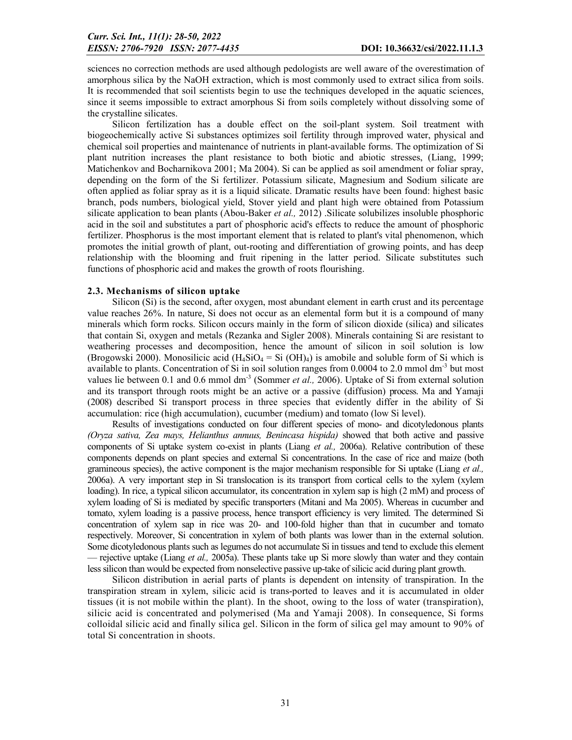sciences no correction methods are used although pedologists are well aware of the overestimation of amorphous silica by the NaOH extraction, which is most commonly used to extract silica from soils. It is recommended that soil scientists begin to use the techniques developed in the aquatic sciences, since it seems impossible to extract amorphous Si from soils completely without dissolving some of the crystalline silicates.

Silicon fertilization has a double effect on the soil-plant system. Soil treatment with biogeochemically active Si substances optimizes soil fertility through improved water, physical and chemical soil properties and maintenance of nutrients in plant-available forms. The optimization of Si plant nutrition increases the plant resistance to both biotic and abiotic stresses, (Liang, 1999; Matichenkov and Bocharnikova 2001; Ma 2004). Si can be applied as soil amendment or foliar spray, depending on the form of the Si fertilizer. Potassium silicate, Magnesium and Sodium silicate are often applied as foliar spray as it is a liquid silicate. Dramatic results have been found: highest basic branch, pods numbers, biological yield, Stover yield and plant high were obtained from Potassium silicate application to bean plants (Abou-Baker *et al.,* 2012) .Silicate solubilizes insoluble phosphoric acid in the soil and substitutes a part of phosphoric acid's effects to reduce the amount of phosphoric fertilizer. Phosphorus is the most important element that is related to plant's vital phenomenon, which promotes the initial growth of plant, out-rooting and differentiation of growing points, and has deep relationship with the blooming and fruit ripening in the latter period. Silicate substitutes such functions of phosphoric acid and makes the growth of roots flourishing.

### 2.3. Mechanisms of silicon uptake

Silicon (Si) is the second, after oxygen, most abundant element in earth crust and its percentage value reaches 26%. In nature, Si does not occur as an elemental form but it is a compound of many minerals which form rocks. Silicon occurs mainly in the form of silicon dioxide (silica) and silicates that contain Si, oxygen and metals (Rezanka and Sigler 2008). Minerals containing Si are resistant to weathering processes and decomposition, hence the amount of silicon in soil solution is low (Brogowski 2000). Monosilicic acid ($H_4SiO_4 = Si(OH)_4$) is amobile and soluble form of Si which is available to plants. Concentration of Si in soil solution ranges from 0.0004 to 2.0 mmol $dm^{-3}$ but most values lie between 0.1 and 0.6 mmol $dm^{-3}$ (Sommer *et al.,* 2006). Uptake of Si from external solution and its transport through roots might be an active or a passive (diffusion) process. Ma and Yamaji (2008) described Si transport process in three species that evidently differ in the ability of Si accumulation: rice (high accumulation), cucumber (medium) and tomato (low Si level).

Results of investigations conducted on four different species of mono- and dicotyledonous plants *(Oryza sativa, Zea mays, Helianthus annuus, Benincasa hispida)* showed that both active and passive components of Si uptake system co-exist in plants (Liang *et al.,* 2006a). Relative contribution of these components depends on plant species and external Si concentrations. In the case of rice and maize (both gramineous species), the active component is the major mechanism responsible for Si uptake (Liang *et al.,* 2006a). A very important step in Si translocation is its transport from cortical cells to the xylem (xylem loading). In rice, a typical silicon accumulator, its concentration in xylem sap is high (2 mM) and process of xylem loading of Si is mediated by specific transporters (Mitani and Ma 2005). Whereas in cucumber and tomato, xylem loading is a passive process, hence transport efficiency is very limited. The determined Si concentration of xylem sap in rice was 20- and 100-fold higher than that in cucumber and tomato respectively. Moreover, Si concentration in xylem of both plants was lower than in the external solution. Some dicotyledonous plants such as legumes do not accumulate Si in tissues and tend to exclude this element — rejective uptake (Liang *et al.,* 2005a). These plants take up Si more slowly than water and they contain less silicon than would be expected from nonselective passive up-take of silicic acid during plant growth.

Silicon distribution in aerial parts of plants is dependent on intensity of transpiration. In the transpiration stream in xylem, silicic acid is trans-ported to leaves and it is accumulated in older tissues (it is not mobile within the plant). In the shoot, owing to the loss of water (transpiration), silicic acid is concentrated and polymerised (Ma and Yamaji 2008). In consequence, Si forms colloidal silicic acid and finally silica gel. Silicon in the form of silica gel may amount to 90% of total Si concentration in shoots.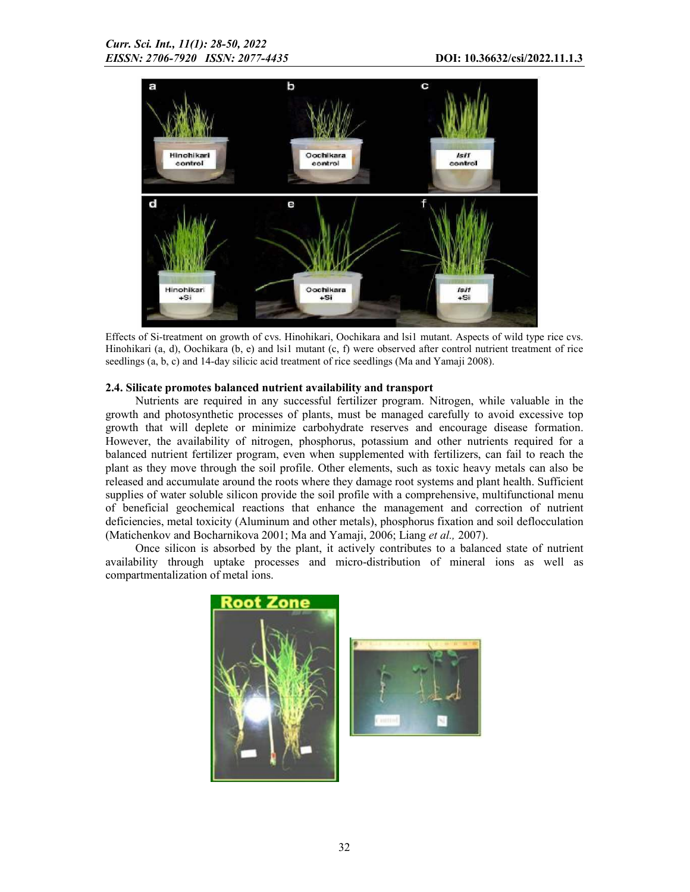Effects of Si-treatment on growth of cvs. Hinohikari, Oochikara and lsi1 mutant. Aspects of wild type rice cvs. Hinohikari (a, d), Oochikara (b, e) and lsi1 mutant (c, f) were observed after control nutrient treatment of rice seedlings (a, b, c) and 14-day silicic acid treatment of rice seedlings (Ma and Yamaji 2008).

### 2.4. Silicate promotes balanced nutrient availability and transport

Nutrients are required in any successful fertilizer program. Nitrogen, while valuable in the growth and photosynthetic processes of plants, must be managed carefully to avoid excessive top growth that will deplete or minimize carbohydrate reserves and encourage disease formation. However, the availability of nitrogen, phosphorus, potassium and other nutrients required for a balanced nutrient fertilizer program, even when supplemented with fertilizers, can fail to reach the plant as they move through the soil profile. Other elements, such as toxic heavy metals can also be released and accumulate around the roots where they damage root systems and plant health. Sufficient supplies of water soluble silicon provide the soil profile with a comprehensive, multifunctional menu of beneficial geochemical reactions that enhance the management and correction of nutrient deficiencies, metal toxicity (Aluminum and other metals), phosphorus fixation and soil deflocculation (Matichenkov and Bocharnikova 2001; Ma and Yamaji, 2006; Liang *et al.,* 2007).

Once silicon is absorbed by the plant, it actively contributes to a balanced state of nutrient availability through uptake processes and micro-distribution of mineral ions as well as compartmentalization of metal ions.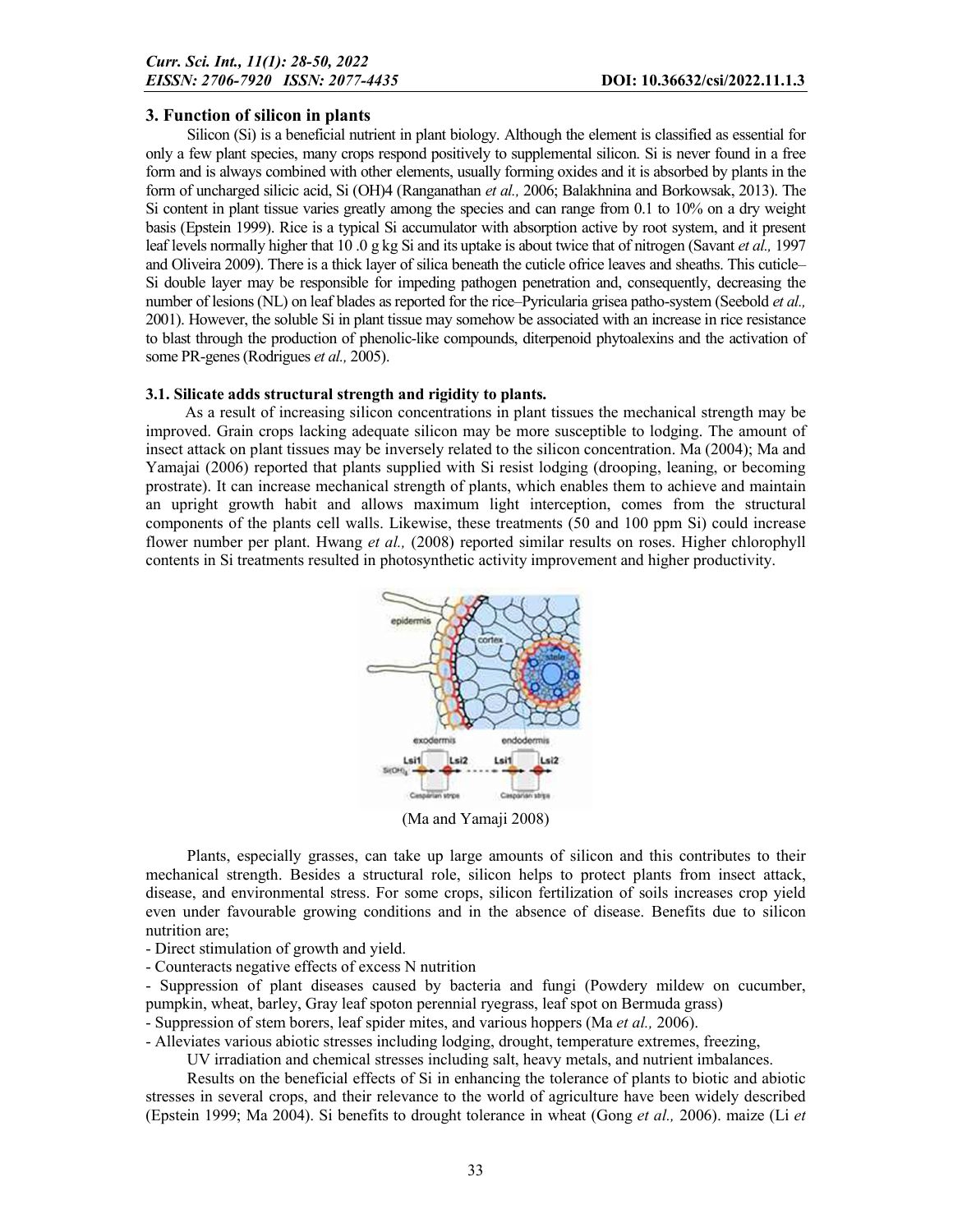## 3. Function of silicon in plants

Silicon (Si) is a beneficial nutrient in plant biology. Although the element is classified as essential for only a few plant species, many crops respond positively to supplemental silicon. Si is never found in a free form and is always combined with other elements, usually forming oxides and it is absorbed by plants in the form of uncharged silicic acid, Si (OH)4 (Ranganathan *et al.,* 2006; Balakhnina and Borkowsak, 2013). The Si content in plant tissue varies greatly among the species and can range from 0.1 to 10% on a dry weight basis (Epstein 1999). Rice is a typical Si accumulator with absorption active by root system, and it present leaf levels normally higher that 10 .0 g kg Si and its uptake is about twice that of nitrogen (Savant *et al.,* 1997 and Oliveira 2009). There is a thick layer of silica beneath the cuticle ofrice leaves and sheaths. This cuticle–Si double layer may be responsible for impeding pathogen penetration and, consequently, decreasing the number of lesions (NL) on leaf blades as reported for the rice–Pyricularia grisea patho-system (Seebold *et al.,* 2001). However, the soluble Si in plant tissue may somehow be associated with an increase in rice resistance to blast through the production of phenolic-like compounds, diterpenoid phytoalexins and the activation of some PR-genes (Rodrigues *et al.,* 2005).

### 3.1. Silicate adds structural strength and rigidity to plants.

As a result of increasing silicon concentrations in plant tissues the mechanical strength may be improved. Grain crops lacking adequate silicon may be more susceptible to lodging. The amount of insect attack on plant tissues may be inversely related to the silicon concentration. Ma (2004); Ma and Yamajai (2006) reported that plants supplied with Si resist lodging (drooping, leaning, or becoming prostrate). It can increase mechanical strength of plants, which enables them to achieve and maintain an upright growth habit and allows maximum light interception, comes from the structural components of the plants cell walls. Likewise, these treatments (50 and 100 ppm Si) could increase flower number per plant. Hwang *et al.,* (2008) reported similar results on roses. Higher chlorophyll contents in Si treatments resulted in photosynthetic activity improvement and higher productivity.

(Ma and Yamaji 2008)

Plants, especially grasses, can take up large amounts of silicon and this contributes to their mechanical strength. Besides a structural role, silicon helps to protect plants from insect attack, disease, and environmental stress. For some crops, silicon fertilization of soils increases crop yield even under favourable growing conditions and in the absence of disease. Benefits due to silicon nutrition are;

- Direct stimulation of growth and yield.
- Counteracts negative effects of excess N nutrition
- Suppression of plant diseases caused by bacteria and fungi (Powdery mildew on cucumber, pumpkin, wheat, barley, Gray leaf spoton perennial ryegrass, leaf spot on Bermuda grass)
- Suppression of stem borers, leaf spider mites, and various hoppers (Ma *et al.,* 2006).
- Alleviates various abiotic stresses including lodging, drought, temperature extremes, freezing, UV irradiation and chemical stresses including salt, heavy metals, and nutrient imbalances.

Results on the beneficial effects of Si in enhancing the tolerance of plants to biotic and abiotic stresses in several crops, and their relevance to the world of agriculture have been widely described (Epstein 1999; Ma 2004). Si benefits to drought tolerance in wheat (Gong *et al.,* 2006). maize (Li *et*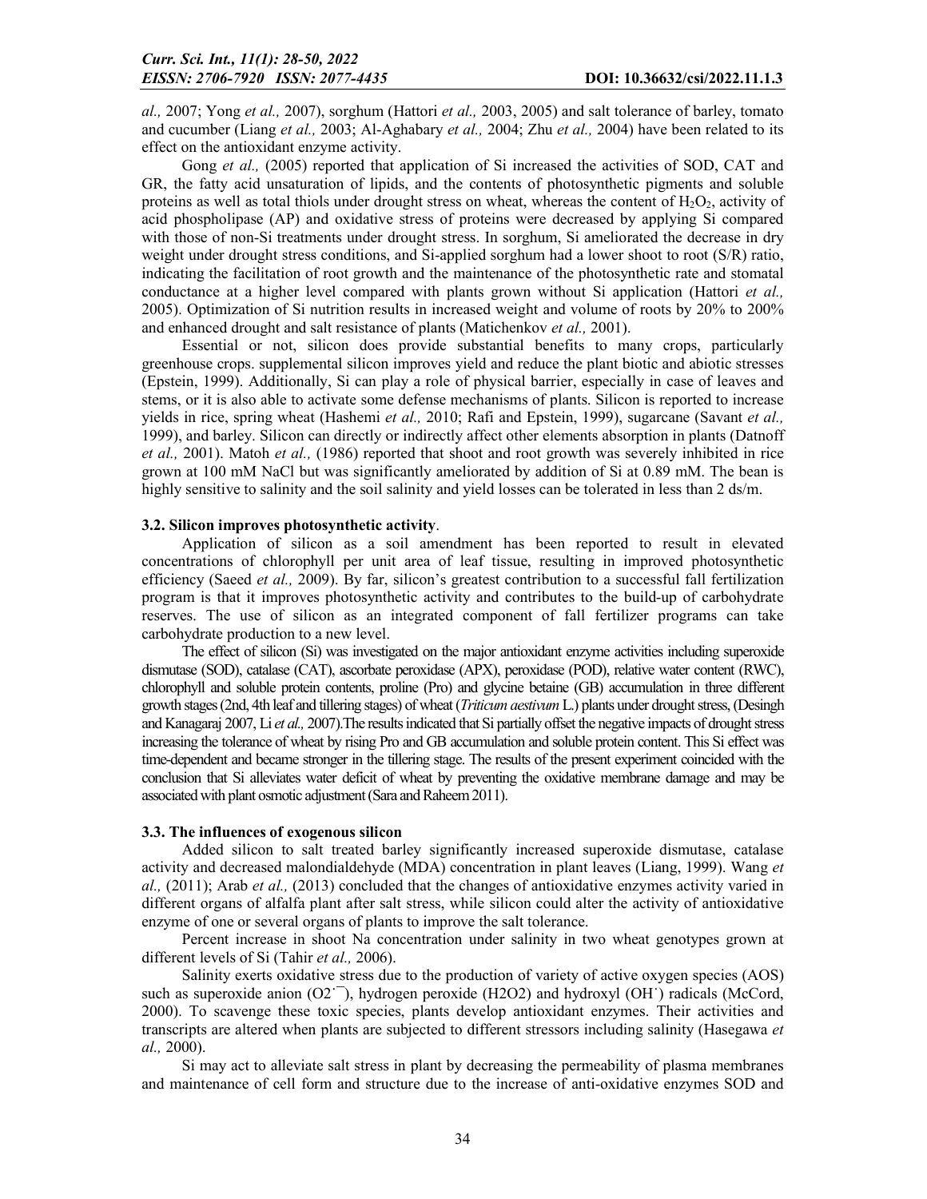*al.,* 2007; Yong *et al.,* 2007), sorghum (Hattori *et al.,* 2003, 2005) and salt tolerance of barley, tomato and cucumber (Liang *et al.,* 2003; Al-Aghabary *et al.,* 2004; Zhu *et al.,* 2004) have been related to its effect on the antioxidant enzyme activity.

Gong *et al.,* (2005) reported that application of Si increased the activities of SOD, CAT and GR, the fatty acid unsaturation of lipids, and the contents of photosynthetic pigments and soluble proteins as well as total thiols under drought stress on wheat, whereas the content of $H_2O_2$, activity of acid phospholipase (AP) and oxidative stress of proteins were decreased by applying Si compared with those of non-Si treatments under drought stress. In sorghum, Si ameliorated the decrease in dry weight under drought stress conditions, and Si-applied sorghum had a lower shoot to root (S/R) ratio, indicating the facilitation of root growth and the maintenance of the photosynthetic rate and stomatal conductance at a higher level compared with plants grown without Si application (Hattori *et al.,* 2005). Optimization of Si nutrition results in increased weight and volume of roots by 20% to 200% and enhanced drought and salt resistance of plants (Matichenkov *et al.,* 2001).

Essential or not, silicon does provide substantial benefits to many crops, particularly greenhouse crops. supplemental silicon improves yield and reduce the plant biotic and abiotic stresses (Epstein, 1999). Additionally, Si can play a role of physical barrier, especially in case of leaves and stems, or it is also able to activate some defense mechanisms of plants. Silicon is reported to increase yields in rice, spring wheat (Hashemi *et al.,* 2010; Rafi and Epstein, 1999), sugarcane (Savant *et al.,* 1999), and barley. Silicon can directly or indirectly affect other elements absorption in plants (Datnoff *et al.,* 2001). Matoh *et al.,* (1986) reported that shoot and root growth was severely inhibited in rice grown at 100 mM NaCl but was significantly ameliorated by addition of Si at 0.89 mM. The bean is highly sensitive to salinity and the soil salinity and yield losses can be tolerated in less than 2 ds/m.

### 3.2. Silicon improves photosynthetic activity.

Application of silicon as a soil amendment has been reported to result in elevated concentrations of chlorophyll per unit area of leaf tissue, resulting in improved photosynthetic efficiency (Saeed *et al.,* 2009). By far, silicon's greatest contribution to a successful fall fertilization program is that it improves photosynthetic activity and contributes to the build-up of carbohydrate reserves. The use of silicon as an integrated component of fall fertilizer programs can take carbohydrate production to a new level.

The effect of silicon (Si) was investigated on the major antioxidant enzyme activities including superoxide dismutase (SOD), catalase (CAT), ascorbate peroxidase (APX), peroxidase (POD), relative water content (RWC), chlorophyll and soluble protein contents, proline (Pro) and glycine betaine (GB) accumulation in three different growth stages (2nd, 4th leaf and tillering stages) of wheat (*Triticum aestivum* L.) plants under drought stress, (Desingh and Kanagaraj 2007, Li *et al.,* 2007).The results indicated that Si partially offset the negative impacts of drought stress increasing the tolerance of wheat by rising Pro and GB accumulation and soluble protein content. This Si effect was time-dependent and became stronger in the tillering stage. The results of the present experiment coincided with the conclusion that Si alleviates water deficit of wheat by preventing the oxidative membrane damage and may be associated with plant osmotic adjustment (Sara and Raheem 2011).

### 3.3. The influences of exogenous silicon

Added silicon to salt treated barley significantly increased superoxide dismutase, catalase activity and decreased malondialdehyde (MDA) concentration in plant leaves (Liang, 1999). Wang *et al.,* (2011); Arab *et al.,* (2013) concluded that the changes of antioxidative enzymes activity varied in different organs of alfalfa plant after salt stress, while silicon could alter the activity of antioxidative enzyme of one or several organs of plants to improve the salt tolerance.

Percent increase in shoot Na concentration under salinity in two wheat genotypes grown at different levels of Si (Tahir *et al.,* 2006).

Salinity exerts oxidative stress due to the production of variety of active oxygen species (AOS) such as superoxide anion ($O_2^{\cdot-}$), hydrogen peroxide ($H_2O_2$) and hydroxyl ($OH^{\cdot}$) radicals (McCord, 2000). To scavenge these toxic species, plants develop antioxidant enzymes. Their activities and transcripts are altered when plants are subjected to different stressors including salinity (Hasegawa *et al.,* 2000).

Si may act to alleviate salt stress in plant by decreasing the permeability of plasma membranes and maintenance of cell form and structure due to the increase of anti-oxidative enzymes SOD and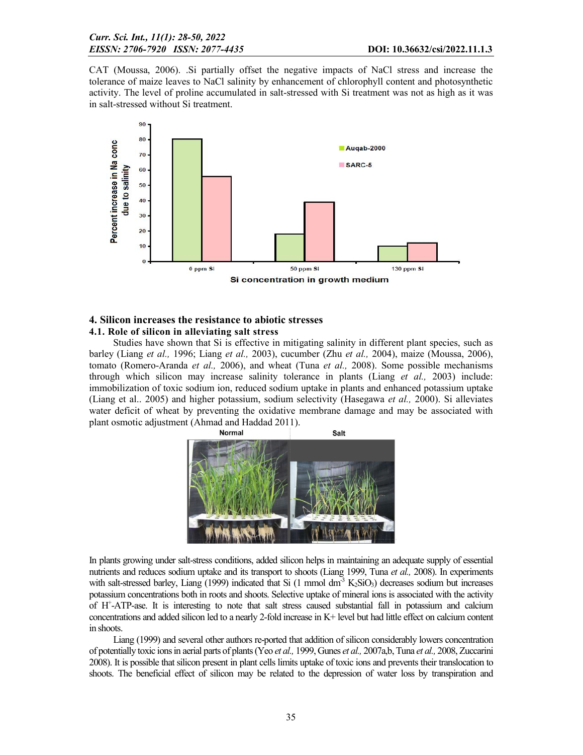CAT (Moussa, 2006). .Si partially offset the negative impacts of NaCl stress and increase the tolerance of maize leaves to NaCl salinity by enhancement of chlorophyll content and photosynthetic activity. The level of proline accumulated in salt-stressed with Si treatment was not as high as it was in salt-stressed without Si treatment.

## 4. Silicon increases the resistance to abiotic stresses

### 4.1. Role of silicon in alleviating salt stress

Studies have shown that Si is effective in mitigating salinity in different plant species, such as barley (Liang *et al.,* 1996; Liang *et al.,* 2003), cucumber (Zhu *et al.,* 2004), maize (Moussa, 2006), tomato (Romero-Aranda *et al.,* 2006), and wheat (Tuna *et al.,* 2008). Some possible mechanisms through which silicon may increase salinity tolerance in plants (Liang *et al.,* 2003) include: immobilization of toxic sodium ion, reduced sodium uptake in plants and enhanced potassium uptake (Liang et al.. 2005) and higher potassium, sodium selectivity (Hasegawa *et al.,* 2000). Si alleviates water deficit of wheat by preventing the oxidative membrane damage and may be associated with plant osmotic adjustment (Ahmad and Haddad 2011).

In plants growing under salt-stress conditions, added silicon helps in maintaining an adequate supply of essential nutrients and reduces sodium uptake and its transport to shoots (Liang 1999, Tuna *et al.,* 2008). In experiments with salt-stressed barley, Liang (1999) indicated that Si (1 mmol $dm^{-3}$ $K_2SiO_3$) decreases sodium but increases potassium concentrations both in roots and shoots. Selective uptake of mineral ions is associated with the activity of $H^+$-ATP-ase. It is interesting to note that salt stress caused substantial fall in potassium and calcium concentrations and added silicon led to a nearly 2-fold increase in $K^+$ level but had little effect on calcium content in shoots.

Liang (1999) and several other authors re-ported that addition of silicon considerably lowers concentration of potentially toxic ions in aerial parts of plants (Yeo *et al.,* 1999, Gunes *et al.,* 2007a,b, Tuna *et al.,* 2008, Zuccarini 2008). It is possible that silicon present in plant cells limits uptake of toxic ions and prevents their translocation to shoots. The beneficial effect of silicon may be related to the depression of water loss by transpiration and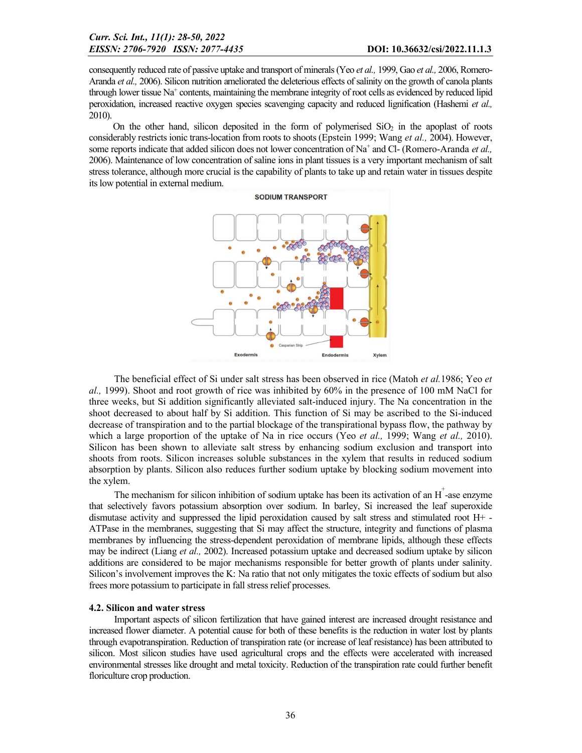consequently reduced rate of passive uptake and transport of minerals (Yeo *et al.,* 1999, Gao *et al.,* 2006, Romero-Aranda *et al.,* 2006). Silicon nutrition ameliorated the deleterious effects of salinity on the growth of canola plants through lower tissue $Na^+$ contents, maintaining the membrane integrity of root cells as evidenced by reduced lipid peroxidation, increased reactive oxygen species scavenging capacity and reduced lignification (Hashemi *et al.,* 2010).

On the other hand, silicon deposited in the form of polymerised $SiO_2$ in the apoplast of roots considerably restricts ionic trans-location from roots to shoots (Epstein 1999; Wang *et al.,* 2004). However, some reports indicate that added silicon does not lower concentration of $Na^+$ and $Cl^-$ (Romero-Aranda *et al.,* 2006). Maintenance of low concentration of saline ions in plant tissues is a very important mechanism of salt stress tolerance, although more crucial is the capability of plants to take up and retain water in tissues despite its low potential in external medium.

The beneficial effect of Si under salt stress has been observed in rice (Matoh *et al.*1986; Yeo *et al.,* 1999). Shoot and root growth of rice was inhibited by 60% in the presence of 100 mM NaCl for three weeks, but Si addition significantly alleviated salt-induced injury. The Na concentration in the shoot decreased to about half by Si addition. This function of Si may be ascribed to the Si-induced decrease of transpiration and to the partial blockage of the transpirational bypass flow, the pathway by which a large proportion of the uptake of Na in rice occurs (Yeo *et al.,* 1999; Wang *et al.,* 2010). Silicon has been shown to alleviate salt stress by enhancing sodium exclusion and transport into shoots from roots. Silicon increases soluble substances in the xylem that results in reduced sodium absorption by plants. Silicon also reduces further sodium uptake by blocking sodium movement into the xylem.

The mechanism for silicon inhibition of sodium uptake has been its activation of an $H^+$-ase enzyme that selectively favors potassium absorption over sodium. In barley, Si increased the leaf superoxide dismutase activity and suppressed the lipid peroxidation caused by salt stress and stimulated root $H^+$-ATPase in the membranes, suggesting that Si may affect the structure, integrity and functions of plasma membranes by influencing the stress-dependent peroxidation of membrane lipids, although these effects may be indirect (Liang *et al.,* 2002). Increased potassium uptake and decreased sodium uptake by silicon additions are considered to be major mechanisms responsible for better growth of plants under salinity. Silicon's involvement improves the K: Na ratio that not only mitigates the toxic effects of sodium but also frees more potassium to participate in fall stress relief processes.

### 4.2. Silicon and water stress

Important aspects of silicon fertilization that have gained interest are increased drought resistance and increased flower diameter. A potential cause for both of these benefits is the reduction in water lost by plants through evapotranspiration. Reduction of transpiration rate (or increase of leaf resistance) has been attributed to silicon. Most silicon studies have used agricultural crops and the effects were accelerated with increased environmental stresses like drought and metal toxicity. Reduction of the transpiration rate could further benefit floriculture crop production.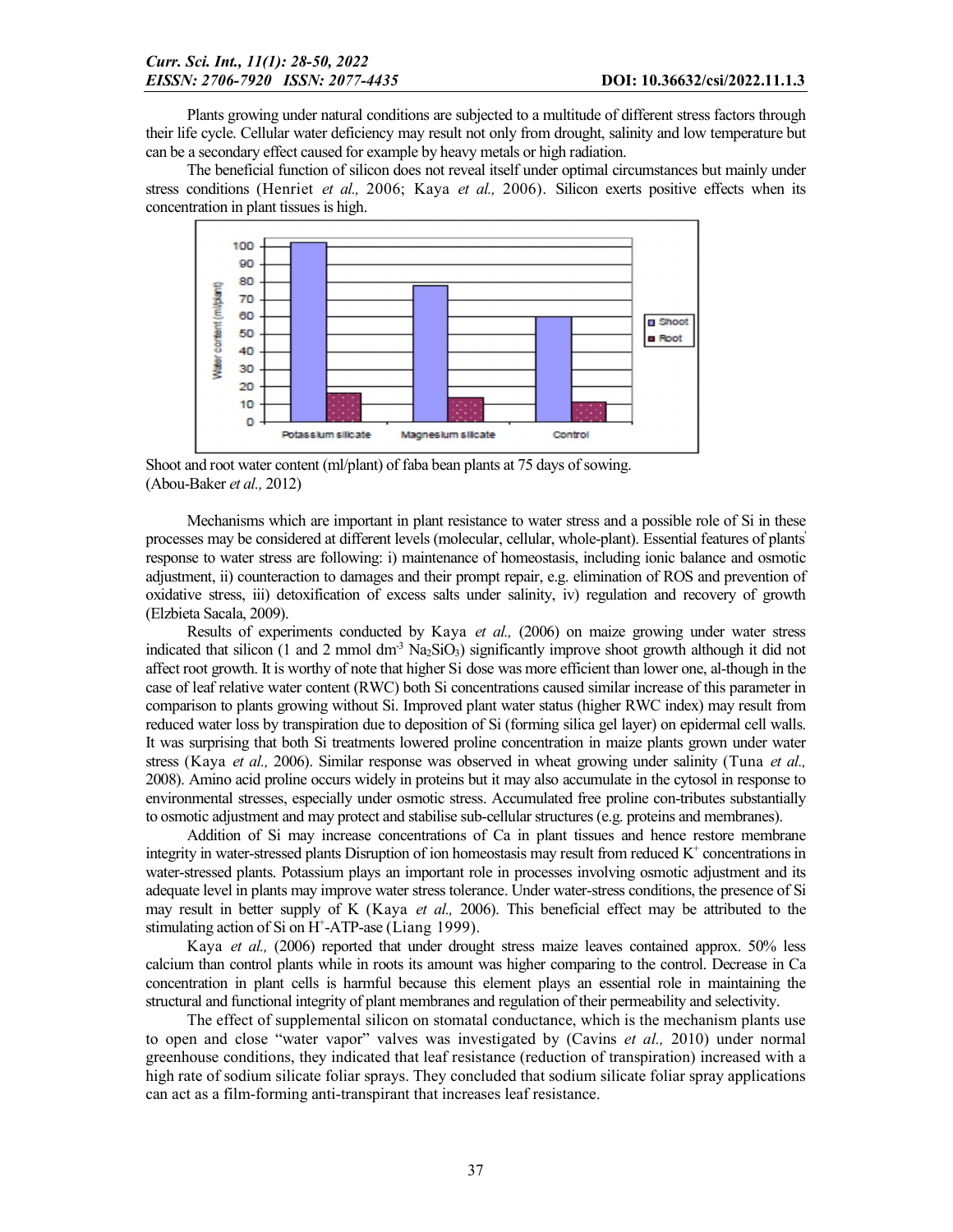Plants growing under natural conditions are subjected to a multitude of different stress factors through their life cycle. Cellular water deficiency may result not only from drought, salinity and low temperature but can be a secondary effect caused for example by heavy metals or high radiation.

The beneficial function of silicon does not reveal itself under optimal circumstances but mainly under stress conditions (Henriet *et al.,* 2006; Kaya *et al.,* 2006). Silicon exerts positive effects when its concentration in plant tissues is high.

Shoot and root water content (ml/plant) of faba bean plants at 75 days of sowing. (Abou-Baker *et al.,* 2012)

Mechanisms which are important in plant resistance to water stress and a possible role of Si in these processes may be considered at different levels (molecular, cellular, whole-plant). Essential features of plants' response to water stress are following: i) maintenance of homeostasis, including ionic balance and osmotic adjustment, ii) counteraction to damages and their prompt repair, e.g. elimination of ROS and prevention of oxidative stress, iii) detoxification of excess salts under salinity, iv) regulation and recovery of growth (Elzbieta Sacala, 2009).

Results of experiments conducted by Kaya *et al.,* (2006) on maize growing under water stress indicated that silicon (1 and 2 mmol $dm^{-3}$ $Na_2SiO_3$) significantly improve shoot growth although it did not affect root growth. It is worthy of note that higher Si dose was more efficient than lower one, al-though in the case of leaf relative water content (RWC) both Si concentrations caused similar increase of this parameter in comparison to plants growing without Si. Improved plant water status (higher RWC index) may result from reduced water loss by transpiration due to deposition of Si (forming silica gel layer) on epidermal cell walls. It was surprising that both Si treatments lowered proline concentration in maize plants grown under water stress (Kaya *et al.,* 2006). Similar response was observed in wheat growing under salinity (Tuna *et al.,* 2008). Amino acid proline occurs widely in proteins but it may also accumulate in the cytosol in response to environmental stresses, especially under osmotic stress. Accumulated free proline con-tributes substantially to osmotic adjustment and may protect and stabilise sub-cellular structures (e.g. proteins and membranes).

Addition of Si may increase concentrations of Ca in plant tissues and hence restore membrane integrity in water-stressed plants Disruption of ion homeostasis may result from reduced $K^+$ concentrations in water-stressed plants. Potassium plays an important role in processes involving osmotic adjustment and its adequate level in plants may improve water stress tolerance. Under water-stress conditions, the presence of Si may result in better supply of K (Kaya *et al.,* 2006). This beneficial effect may be attributed to the stimulating action of Si on $H^+$-ATP-ase (Liang 1999).

Kaya *et al.,* (2006) reported that under drought stress maize leaves contained approx. 50% less calcium than control plants while in roots its amount was higher comparing to the control. Decrease in Ca concentration in plant cells is harmful because this element plays an essential role in maintaining the structural and functional integrity of plant membranes and regulation of their permeability and selectivity.

The effect of supplemental silicon on stomatal conductance, which is the mechanism plants use to open and close "water vapor" valves was investigated by (Cavins *et al.,* 2010) under normal greenhouse conditions, they indicated that leaf resistance (reduction of transpiration) increased with a high rate of sodium silicate foliar sprays. They concluded that sodium silicate foliar spray applications can act as a film-forming anti-transpirant that increases leaf resistance.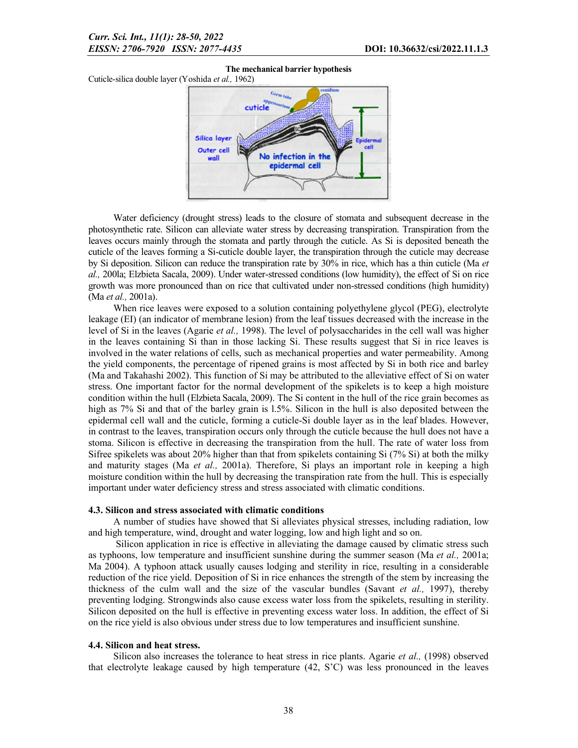**The mechanical barrier hypothesis**

Cuticle-silica double layer (Yoshida *et al.,* 1962)

Water deficiency (drought stress) leads to the closure of stomata and subsequent decrease in the photosynthetic rate. Silicon can alleviate water stress by decreasing transpiration. Transpiration from the leaves occurs mainly through the stomata and partly through the cuticle. As Si is deposited beneath the cuticle of the leaves forming a Si-cuticle double layer, the transpiration through the cuticle may decrease by Si deposition. Silicon can reduce the transpiration rate by 30% in rice, which has a thin cuticle (Ma *et al.,* 200la; Elzbieta Sacala, 2009). Under water-stressed conditions (low humidity), the effect of Si on rice growth was more pronounced than on rice that cultivated under non-stressed conditions (high humidity) (Ma *et al.,* 2001a).

When rice leaves were exposed to a solution containing polyethylene glycol (PEG), electrolyte leakage (EI) (an indicator of membrane lesion) from the leaf tissues decreased with the increase in the level of Si in the leaves (Agarie *et al.,* 1998). The level of polysaccharides in the cell wall was higher in the leaves containing Si than in those lacking Si. These results suggest that Si in rice leaves is involved in the water relations of cells, such as mechanical properties and water permeability. Among the yield components, the percentage of ripened grains is most affected by Si in both rice and barley (Ma and Takahashi 2002). This function of Si may be attributed to the alleviative effect of Si on water stress. One important factor for the normal development of the spikelets is to keep a high moisture condition within the hull (Elzbieta Sacala, 2009). The Si content in the hull of the rice grain becomes as high as 7% Si and that of the barley grain is l.5%. Silicon in the hull is also deposited between the epidermal cell wall and the cuticle, forming a cuticle-Si double layer as in the leaf blades. However, in contrast to the leaves, transpiration occurs only through the cuticle because the hull does not have a stoma. Silicon is effective in decreasing the transpiration from the hull. The rate of water loss from Sifree spikelets was about 20% higher than that from spikelets containing Si (7% Si) at both the milky and maturity stages (Ma *et al.,* 2001a). Therefore, Si plays an important role in keeping a high moisture condition within the hull by decreasing the transpiration rate from the hull. This is especially important under water deficiency stress and stress associated with climatic conditions.

### 4.3. Silicon and stress associated with climatic conditions

A number of studies have showed that Si alleviates physical stresses, including radiation, low and high temperature, wind, drought and water logging, low and high light and so on.

Silicon application in rice is effective in alleviating the damage caused by climatic stress such as typhoons, low temperature and insufficient sunshine during the summer season (Ma *et al.,* 2001a; Ma 2004). A typhoon attack usually causes lodging and sterility in rice, resulting in a considerable reduction of the rice yield. Deposition of Si in rice enhances the strength of the stem by increasing the thickness of the culm wall and the size of the vascular bundles (Savant *et al.,* 1997), thereby preventing lodging. Strongwinds also cause excess water loss from the spikelets, resulting in sterility. Silicon deposited on the hull is effective in preventing excess water loss. In addition, the effect of Si on the rice yield is also obvious under stress due to low temperatures and insufficient sunshine.

### 4.4. Silicon and heat stress.

Silicon also increases the tolerance to heat stress in rice plants. Agarie *et al.,* (1998) observed that electrolyte leakage caused by high temperature (42, S'C) was less pronounced in the leaves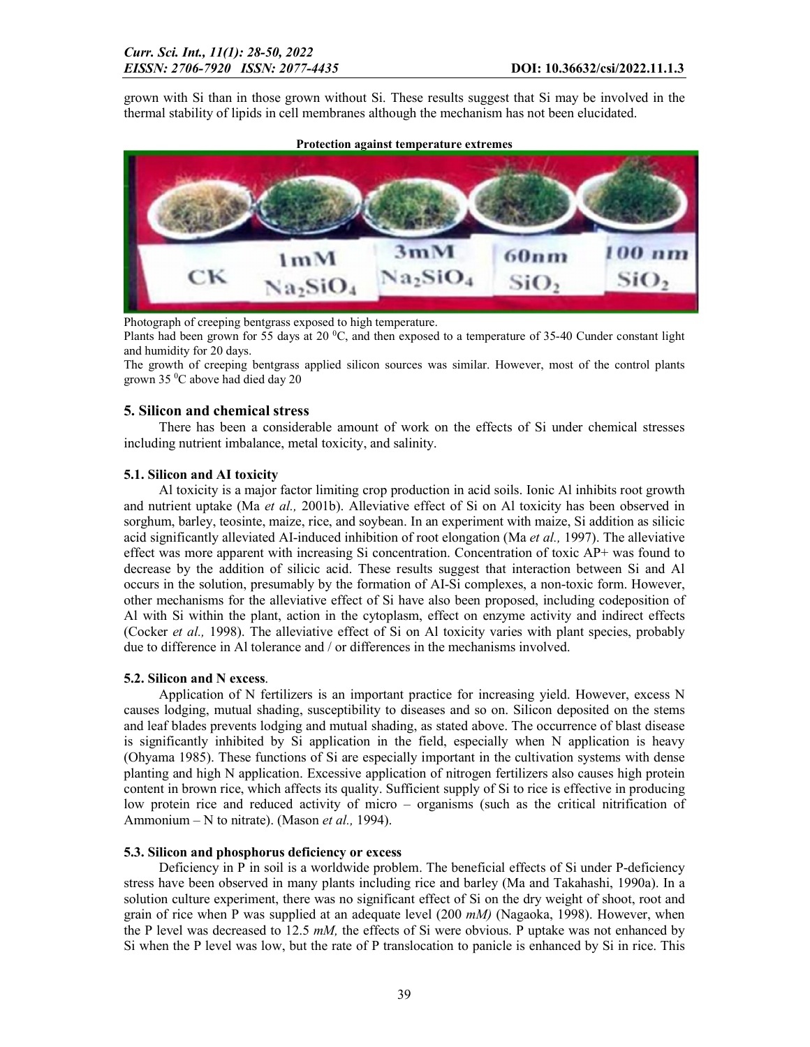grown with Si than in those grown without Si. These results suggest that Si may be involved in the thermal stability of lipids in cell membranes although the mechanism has not been elucidated.

**Protection against temperature extremes**

Photograph of creeping bentgrass exposed to high temperature.
Plants had been grown for 55 days at 20 $^0$C, and then exposed to a temperature of 35-40 Cunder constant light and humidity for 20 days.
The growth of creeping bentgrass applied silicon sources was similar. However, most of the control plants grown 35 $^0$C above had died day 20

## 5. Silicon and chemical stress

There has been a considerable amount of work on the effects of Si under chemical stresses including nutrient imbalance, metal toxicity, and salinity.

### 5.1. Silicon and AI toxicity

Al toxicity is a major factor limiting crop production in acid soils. Ionic Al inhibits root growth and nutrient uptake (Ma *et al.,* 2001b). Alleviative effect of Si on Al toxicity has been observed in sorghum, barley, teosinte, maize, rice, and soybean. In an experiment with maize, Si addition as silicic acid significantly alleviated AI-induced inhibition of root elongation (Ma *et al.,* 1997). The alleviative effect was more apparent with increasing Si concentration. Concentration of toxic AP+ was found to decrease by the addition of silicic acid. These results suggest that interaction between Si and Al occurs in the solution, presumably by the formation of AI-Si complexes, a non-toxic form. However, other mechanisms for the alleviative effect of Si have also been proposed, including codeposition of Al with Si within the plant, action in the cytoplasm, effect on enzyme activity and indirect effects (Cocker *et al.,* 1998). The alleviative effect of Si on Al toxicity varies with plant species, probably due to difference in Al tolerance and / or differences in the mechanisms involved.

### 5.2. Silicon and N excess.

Application of N fertilizers is an important practice for increasing yield. However, excess N causes lodging, mutual shading, susceptibility to diseases and so on. Silicon deposited on the stems and leaf blades prevents lodging and mutual shading, as stated above. The occurrence of blast disease is significantly inhibited by Si application in the field, especially when N application is heavy (Ohyama 1985). These functions of Si are especially important in the cultivation systems with dense planting and high N application. Excessive application of nitrogen fertilizers also causes high protein content in brown rice, which affects its quality. Sufficient supply of Si to rice is effective in producing low protein rice and reduced activity of micro – organisms (such as the critical nitrification of Ammonium – N to nitrate). (Mason *et al.,* 1994).

### 5.3. Silicon and phosphorus deficiency or excess

Deficiency in P in soil is a worldwide problem. The beneficial effects of Si under P-deficiency stress have been observed in many plants including rice and barley (Ma and Takahashi, 1990a). In a solution culture experiment, there was no significant effect of Si on the dry weight of shoot, root and grain of rice when P was supplied at an adequate level (200 *mM)* (Nagaoka, 1998). However, when the P level was decreased to 12.5 *mM,* the effects of Si were obvious. P uptake was not enhanced by Si when the P level was low, but the rate of P translocation to panicle is enhanced by Si in rice. This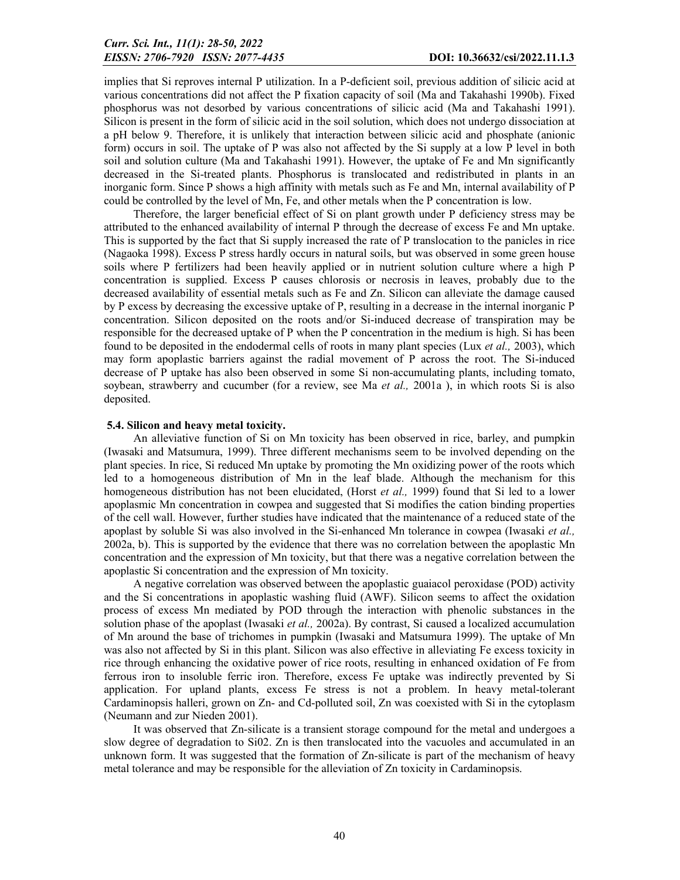implies that Si reproves internal P utilization. In a P-deficient soil, previous addition of silicic acid at various concentrations did not affect the P fixation capacity of soil (Ma and Takahashi 1990b). Fixed phosphorus was not desorbed by various concentrations of silicic acid (Ma and Takahashi 1991). Silicon is present in the form of silicic acid in the soil solution, which does not undergo dissociation at a pH below 9. Therefore, it is unlikely that interaction between silicic acid and phosphate (anionic form) occurs in soil. The uptake of P was also not affected by the Si supply at a low P level in both soil and solution culture (Ma and Takahashi 1991). However, the uptake of Fe and Mn significantly decreased in the Si-treated plants. Phosphorus is translocated and redistributed in plants in an inorganic form. Since P shows a high affinity with metals such as Fe and Mn, internal availability of P could be controlled by the level of Mn, Fe, and other metals when the P concentration is low.

Therefore, the larger beneficial effect of Si on plant growth under P deficiency stress may be attributed to the enhanced availability of internal P through the decrease of excess Fe and Mn uptake. This is supported by the fact that Si supply increased the rate of P translocation to the panicles in rice (Nagaoka 1998). Excess P stress hardly occurs in natural soils, but was observed in some green house soils where P fertilizers had been heavily applied or in nutrient solution culture where a high P concentration is supplied. Excess P causes chlorosis or necrosis in leaves, probably due to the decreased availability of essential metals such as Fe and Zn. Silicon can alleviate the damage caused by P excess by decreasing the excessive uptake of P, resulting in a decrease in the internal inorganic P concentration. Silicon deposited on the roots and/or Si-induced decrease of transpiration may be responsible for the decreased uptake of P when the P concentration in the medium is high. Si has been found to be deposited in the endodermal cells of roots in many plant species (Lux *et al.,* 2003), which may form apoplastic barriers against the radial movement of P across the root. The Si-induced decrease of P uptake has also been observed in some Si non-accumulating plants, including tomato, soybean, strawberry and cucumber (for a review, see Ma *et al.,* 2001a ), in which roots Si is also deposited.

### 5.4. Silicon and heavy metal toxicity.

An alleviative function of Si on Mn toxicity has been observed in rice, barley, and pumpkin (Iwasaki and Matsumura, 1999). Three different mechanisms seem to be involved depending on the plant species. In rice, Si reduced Mn uptake by promoting the Mn oxidizing power of the roots which led to a homogeneous distribution of Mn in the leaf blade. Although the mechanism for this homogeneous distribution has not been elucidated, (Horst *et al.,* 1999) found that Si led to a lower apoplasmic Mn concentration in cowpea and suggested that Si modifies the cation binding properties of the cell wall. However, further studies have indicated that the maintenance of a reduced state of the apoplast by soluble Si was also involved in the Si-enhanced Mn tolerance in cowpea (Iwasaki *et al.,* 2002a, b). This is supported by the evidence that there was no correlation between the apoplastic Mn concentration and the expression of Mn toxicity, but that there was a negative correlation between the apoplastic Si concentration and the expression of Mn toxicity.

A negative correlation was observed between the apoplastic guaiacol peroxidase (POD) activity and the Si concentrations in apoplastic washing fluid (AWF). Silicon seems to affect the oxidation process of excess Mn mediated by POD through the interaction with phenolic substances in the solution phase of the apoplast (Iwasaki *et al.,* 2002a). By contrast, Si caused a localized accumulation of Mn around the base of trichomes in pumpkin (Iwasaki and Matsumura 1999). The uptake of Mn was also not affected by Si in this plant. Silicon was also effective in alleviating Fe excess toxicity in rice through enhancing the oxidative power of rice roots, resulting in enhanced oxidation of Fe from ferrous iron to insoluble ferric iron. Therefore, excess Fe uptake was indirectly prevented by Si application. For upland plants, excess Fe stress is not a problem. In heavy metal-tolerant Cardaminopsis halleri, grown on Zn- and Cd-polluted soil, Zn was coexisted with Si in the cytoplasm (Neumann and zur Nieden 2001).

It was observed that Zn-silicate is a transient storage compound for the metal and undergoes a slow degree of degradation to $SiO_2$. Zn is then translocated into the vacuoles and accumulated in an unknown form. It was suggested that the formation of Zn-silicate is part of the mechanism of heavy metal tolerance and may be responsible for the alleviation of Zn toxicity in Cardaminopsis.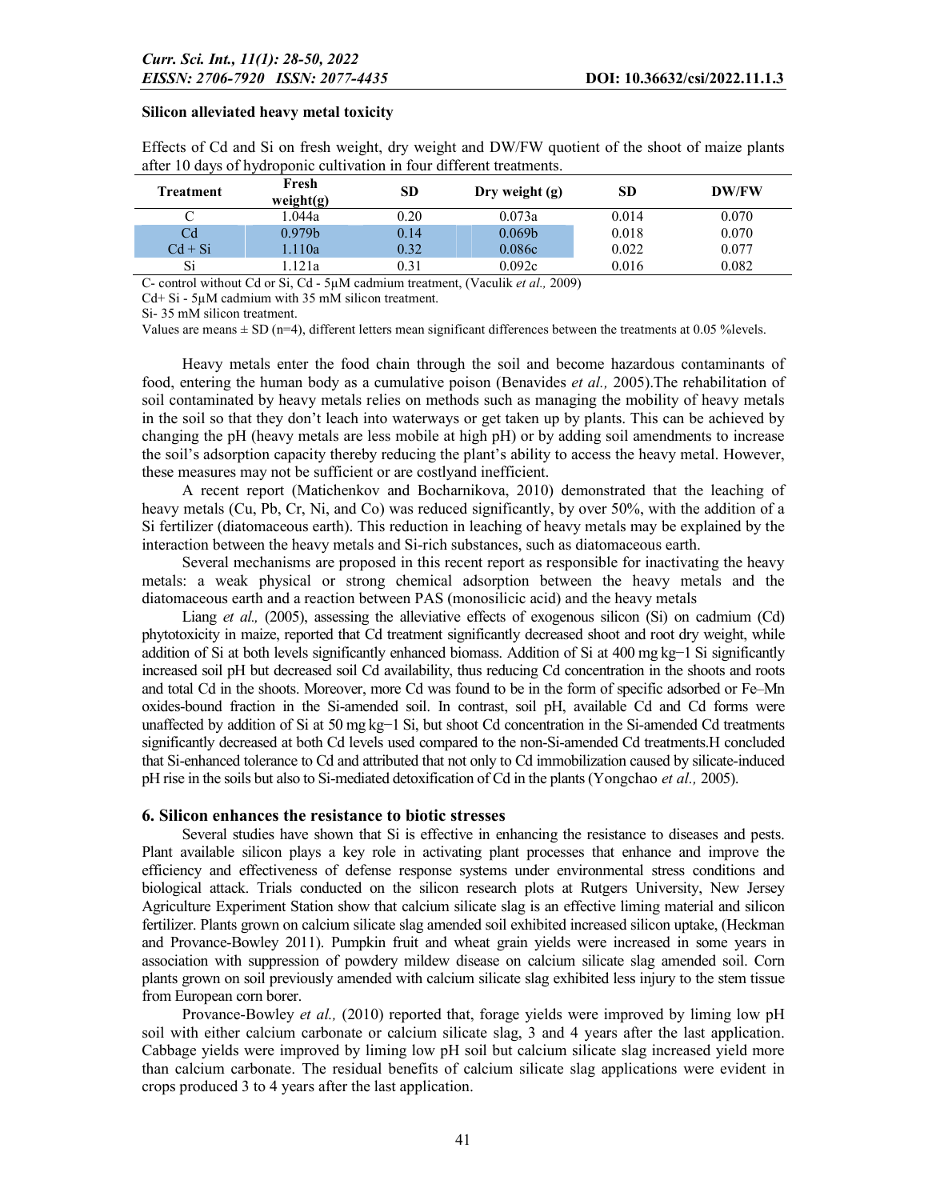**Silicon alleviated heavy metal toxicity**

Effects of Cd and Si on fresh weight, dry weight and DW/FW quotient of the shoot of maize plants after 10 days of hydroponic cultivation in four different treatments.

| Treatment | Fresh weight(g) | SD | Dry weight (g) | SD | DW/FW |
|---|---|---|---|---|---|
| C | 1.044a | 0.20 | 0.073a | 0.014 | 0.070 |
| Cd | 0.979b | 0.14 | 0.069b | 0.018 | 0.070 |
| Cd + Si | 1.110a | 0.32 | 0.086c | 0.022 | 0.077 |
| Si | 1.121a | 0.31 | 0.092c | 0.016 | 0.082 |

C- control without Cd or Si, Cd - 5µM cadmium treatment, (Vaculik *et al.,* 2009)

Cd+ Si - 5µM cadmium with 35 mM silicon treatment.

Si- 35 mM silicon treatment.

Values are means ± SD (n=4), different letters mean significant differences between the treatments at 0.05 %levels.

Heavy metals enter the food chain through the soil and become hazardous contaminants of food, entering the human body as a cumulative poison (Benavides *et al.,* 2005).The rehabilitation of soil contaminated by heavy metals relies on methods such as managing the mobility of heavy metals in the soil so that they don't leach into waterways or get taken up by plants. This can be achieved by changing the pH (heavy metals are less mobile at high pH) or by adding soil amendments to increase the soil's adsorption capacity thereby reducing the plant's ability to access the heavy metal. However, these measures may not be sufficient or are costlyand inefficient.

A recent report (Matichenkov and Bocharnikova, 2010) demonstrated that the leaching of heavy metals (Cu, Pb, Cr, Ni, and Co) was reduced significantly, by over 50%, with the addition of a Si fertilizer (diatomaceous earth). This reduction in leaching of heavy metals may be explained by the interaction between the heavy metals and Si-rich substances, such as diatomaceous earth.

Several mechanisms are proposed in this recent report as responsible for inactivating the heavy metals: a weak physical or strong chemical adsorption between the heavy metals and the diatomaceous earth and a reaction between PAS (monosilicic acid) and the heavy metals

Liang *et al.,* (2005), assessing the alleviative effects of exogenous silicon (Si) on cadmium (Cd) phytotoxicity in maize, reported that Cd treatment significantly decreased shoot and root dry weight, while addition of Si at both levels significantly enhanced biomass. Addition of Si at 400 mg kg−1 Si significantly increased soil pH but decreased soil Cd availability, thus reducing Cd concentration in the shoots and roots and total Cd in the shoots. Moreover, more Cd was found to be in the form of specific adsorbed or Fe–Mn oxides-bound fraction in the Si-amended soil. In contrast, soil pH, available Cd and Cd forms were unaffected by addition of Si at 50 mg kg−1 Si, but shoot Cd concentration in the Si-amended Cd treatments significantly decreased at both Cd levels used compared to the non-Si-amended Cd treatments.H concluded that Si-enhanced tolerance to Cd and attributed that not only to Cd immobilization caused by silicate-induced pH rise in the soils but also to Si-mediated detoxification of Cd in the plants (Yongchao *et al.,* 2005).

## 6. Silicon enhances the resistance to biotic stresses

Several studies have shown that Si is effective in enhancing the resistance to diseases and pests. Plant available silicon plays a key role in activating plant processes that enhance and improve the efficiency and effectiveness of defense response systems under environmental stress conditions and biological attack. Trials conducted on the silicon research plots at Rutgers University, New Jersey Agriculture Experiment Station show that calcium silicate slag is an effective liming material and silicon fertilizer. Plants grown on calcium silicate slag amended soil exhibited increased silicon uptake, (Heckman and Provance-Bowley 2011). Pumpkin fruit and wheat grain yields were increased in some years in association with suppression of powdery mildew disease on calcium silicate slag amended soil. Corn plants grown on soil previously amended with calcium silicate slag exhibited less injury to the stem tissue from European corn borer.

Provance-Bowley *et al.,* (2010) reported that, forage yields were improved by liming low pH soil with either calcium carbonate or calcium silicate slag, 3 and 4 years after the last application. Cabbage yields were improved by liming low pH soil but calcium silicate slag increased yield more than calcium carbonate. The residual benefits of calcium silicate slag applications were evident in crops produced 3 to 4 years after the last application.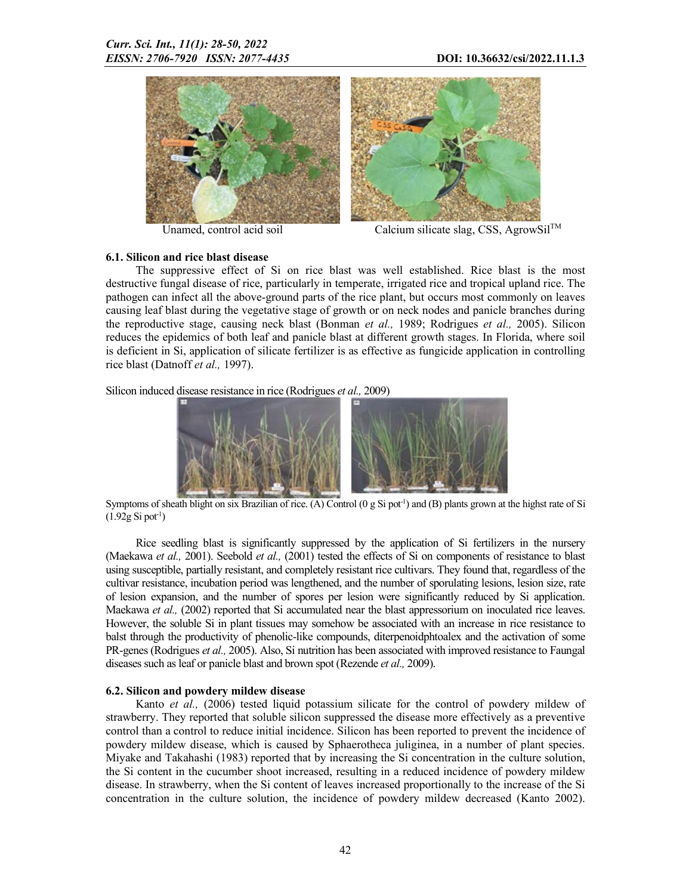Unamed, control acid soil

Calcium silicate slag, CSS, AgrowSil™

### 6.1. Silicon and rice blast disease

The suppressive effect of Si on rice blast was well established. Rice blast is the most destructive fungal disease of rice, particularly in temperate, irrigated rice and tropical upland rice. The pathogen can infect all the above-ground parts of the rice plant, but occurs most commonly on leaves causing leaf blast during the vegetative stage of growth or on neck nodes and panicle branches during the reproductive stage, causing neck blast (Bonman *et al.,* 1989; Rodrigues *et al.,* 2005). Silicon reduces the epidemics of both leaf and panicle blast at different growth stages. In Florida, where soil is deficient in Si, application of silicate fertilizer is as effective as fungicide application in controlling rice blast (Datnoff *et al.,* 1997).

Silicon induced disease resistance in rice (Rodrigues *et al.,* 2009)

Symptoms of sheath blight on six Brazilian of rice. (A) Control (0 g Si pot$^{-1}$) and (B) plants grown at the highst rate of Si (1.92g Si pot$^{-1}$)

Rice seedling blast is significantly suppressed by the application of Si fertilizers in the nursery (Maekawa *et al.,* 2001). Seebold *et al.,* (2001) tested the effects of Si on components of resistance to blast using susceptible, partially resistant, and completely resistant rice cultivars. They found that, regardless of the cultivar resistance, incubation period was lengthened, and the number of sporulating lesions, lesion size, rate of lesion expansion, and the number of spores per lesion were significantly reduced by Si application. Maekawa *et al.,* (2002) reported that Si accumulated near the blast appressorium on inoculated rice leaves. However, the soluble Si in plant tissues may somehow be associated with an increase in rice resistance to balst through the productivity of phenolic-like compounds, diterpenoidphtoalex and the activation of some PR-genes (Rodrigues *et al.,* 2005). Also, Si nutrition has been associated with improved resistance to Faungal diseases such as leaf or panicle blast and brown spot (Rezende *et al.,* 2009).

### 6.2. Silicon and powdery mildew disease

Kanto *et al.,* (2006) tested liquid potassium silicate for the control of powdery mildew of strawberry. They reported that soluble silicon suppressed the disease more effectively as a preventive control than a control to reduce initial incidence. Silicon has been reported to prevent the incidence of powdery mildew disease, which is caused by Sphaerotheca juliginea, in a number of plant species. Miyake and Takahashi (1983) reported that by increasing the Si concentration in the culture solution, the Si content in the cucumber shoot increased, resulting in a reduced incidence of powdery mildew disease. In strawberry, when the Si content of leaves increased proportionally to the increase of the Si concentration in the culture solution, the incidence of powdery mildew decreased (Kanto 2002).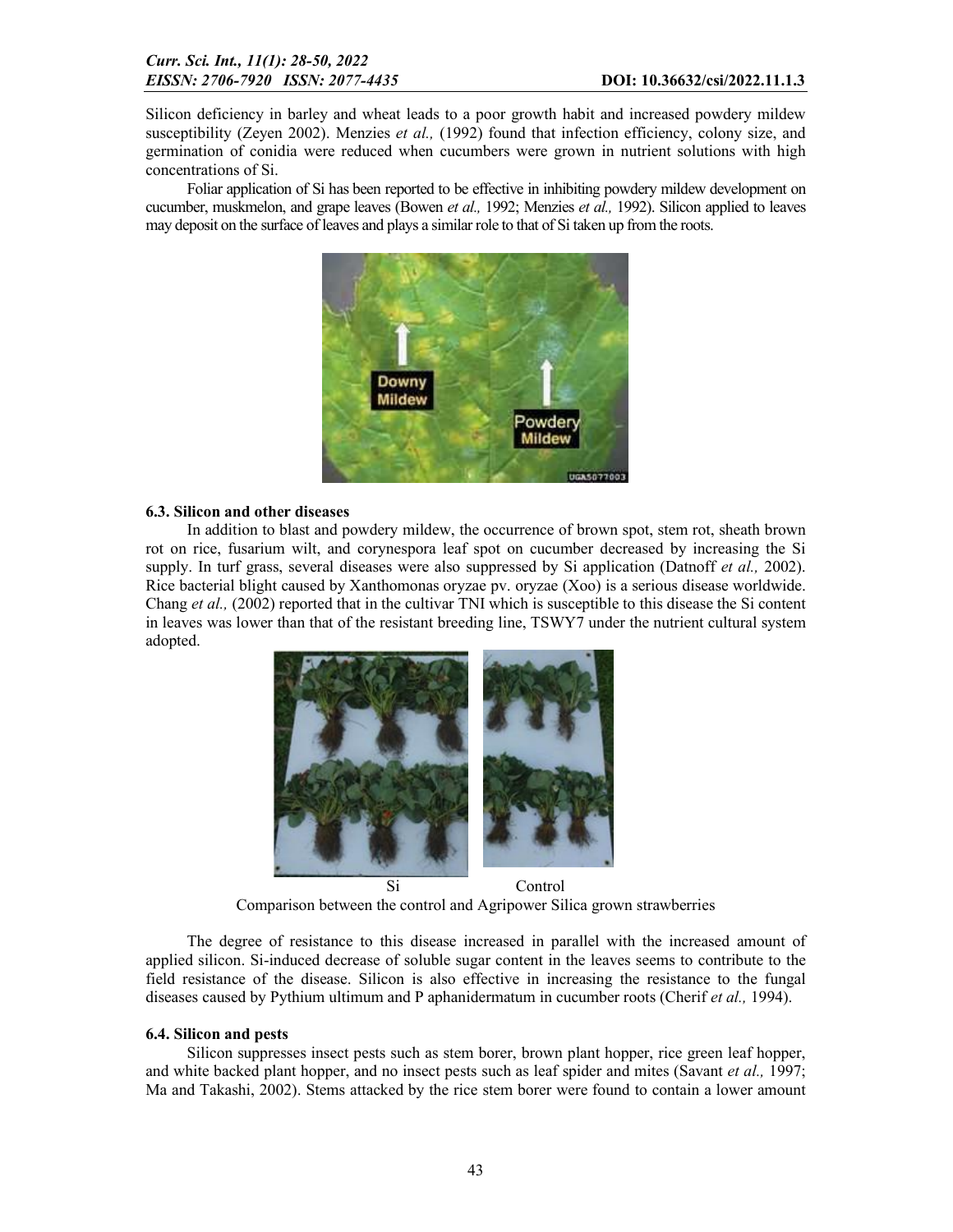Silicon deficiency in barley and wheat leads to a poor growth habit and increased powdery mildew susceptibility (Zeyen 2002). Menzies *et al.,* (1992) found that infection efficiency, colony size, and germination of conidia were reduced when cucumbers were grown in nutrient solutions with high concentrations of Si.

Foliar application of Si has been reported to be effective in inhibiting powdery mildew development on cucumber, muskmelon, and grape leaves (Bowen *et al.,* 1992; Menzies *et al.,* 1992). Silicon applied to leaves may deposit on the surface of leaves and plays a similar role to that of Si taken up from the roots.

### 6.3. Silicon and other diseases

In addition to blast and powdery mildew, the occurrence of brown spot, stem rot, sheath brown rot on rice, fusarium wilt, and corynespora leaf spot on cucumber decreased by increasing the Si supply. In turf grass, several diseases were also suppressed by Si application (Datnoff *et al.,* 2002). Rice bacterial blight caused by Xanthomonas oryzae pv. oryzae (Xoo) is a serious disease worldwide. Chang *et al.,* (2002) reported that in the cultivar TNI which is susceptible to this disease the Si content in leaves was lower than that of the resistant breeding line, TSWY7 under the nutrient cultural system adopted.

Si Control

Comparison between the control and Agripower Silica grown strawberries

The degree of resistance to this disease increased in parallel with the increased amount of applied silicon. Si-induced decrease of soluble sugar content in the leaves seems to contribute to the field resistance of the disease. Silicon is also effective in increasing the resistance to the fungal diseases caused by Pythium ultimum and P aphanidermatum in cucumber roots (Cherif *et al.,* 1994).

### 6.4. Silicon and pests

Silicon suppresses insect pests such as stem borer, brown plant hopper, rice green leaf hopper, and white backed plant hopper, and no insect pests such as leaf spider and mites (Savant *et al.,* 1997; Ma and Takashi, 2002). Stems attacked by the rice stem borer were found to contain a lower amount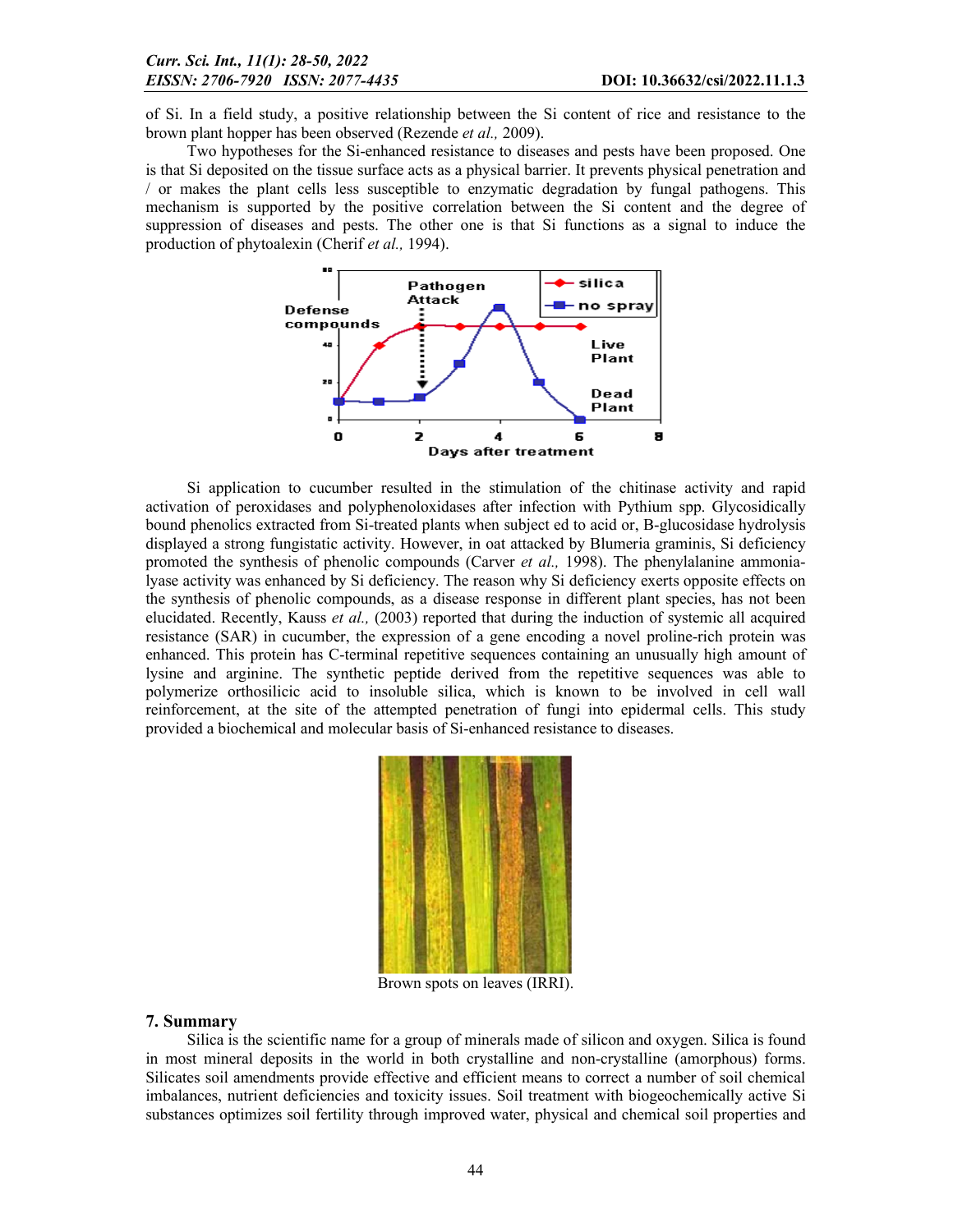of Si. In a field study, a positive relationship between the Si content of rice and resistance to the brown plant hopper has been observed (Rezende *et al.,* 2009).

Two hypotheses for the Si-enhanced resistance to diseases and pests have been proposed. One is that Si deposited on the tissue surface acts as a physical barrier. It prevents physical penetration and / or makes the plant cells less susceptible to enzymatic degradation by fungal pathogens. This mechanism is supported by the positive correlation between the Si content and the degree of suppression of diseases and pests. The other one is that Si functions as a signal to induce the production of phytoalexin (Cherif *et al.,* 1994).

Si application to cucumber resulted in the stimulation of the chitinase activity and rapid activation of peroxidases and polyphenoloxidases after infection with Pythium spp. Glycosidically bound phenolics extracted from Si-treated plants when subject ed to acid or, B-glucosidase hydrolysis displayed a strong fungistatic activity. However, in oat attacked by Blumeria graminis, Si deficiency promoted the synthesis of phenolic compounds (Carver *et al.,* 1998). The phenylalanine ammonia-lyase activity was enhanced by Si deficiency. The reason why Si deficiency exerts opposite effects on the synthesis of phenolic compounds, as a disease response in different plant species, has not been elucidated. Recently, Kauss *et al.,* (2003) reported that during the induction of systemic all acquired resistance (SAR) in cucumber, the expression of a gene encoding a novel proline-rich protein was enhanced. This protein has C-terminal repetitive sequences containing an unusually high amount of lysine and arginine. The synthetic peptide derived from the repetitive sequences was able to polymerize orthosilicic acid to insoluble silica, which is known to be involved in cell wall reinforcement, at the site of the attempted penetration of fungi into epidermal cells. This study provided a biochemical and molecular basis of Si-enhanced resistance to diseases.

Brown spots on leaves (IRRI).

## 7. Summary

Silica is the scientific name for a group of minerals made of silicon and oxygen. Silica is found in most mineral deposits in the world in both crystalline and non-crystalline (amorphous) forms. Silicates soil amendments provide effective and efficient means to correct a number of soil chemical imbalances, nutrient deficiencies and toxicity issues. Soil treatment with biogeochemically active Si substances optimizes soil fertility through improved water, physical and chemical soil properties and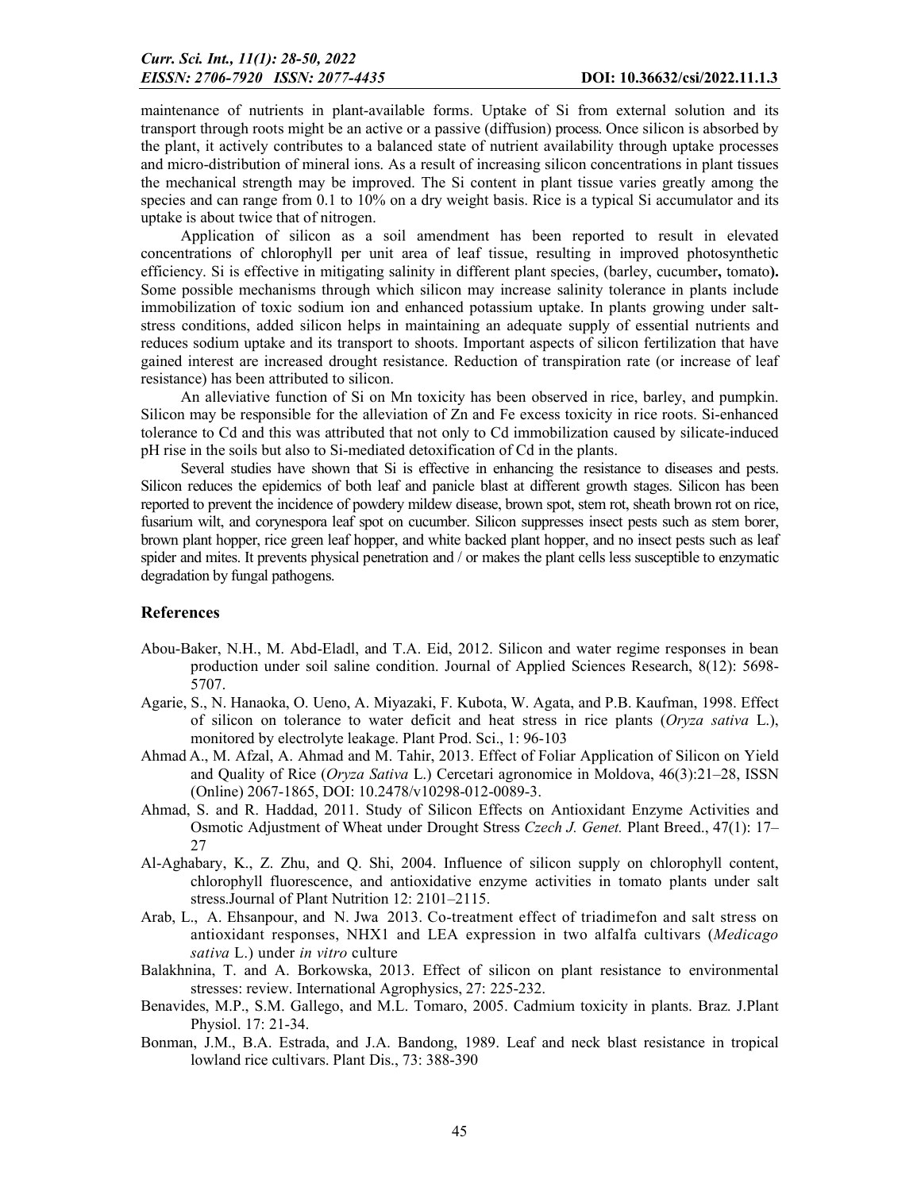maintenance of nutrients in plant-available forms. Uptake of Si from external solution and its transport through roots might be an active or a passive (diffusion) process. Once silicon is absorbed by the plant, it actively contributes to a balanced state of nutrient availability through uptake processes and micro-distribution of mineral ions. As a result of increasing silicon concentrations in plant tissues the mechanical strength may be improved. The Si content in plant tissue varies greatly among the species and can range from 0.1 to 10% on a dry weight basis. Rice is a typical Si accumulator and its uptake is about twice that of nitrogen.

Application of silicon as a soil amendment has been reported to result in elevated concentrations of chlorophyll per unit area of leaf tissue, resulting in improved photosynthetic efficiency. Si is effective in mitigating salinity in different plant species, (barley, cucumber**,** tomato**).** Some possible mechanisms through which silicon may increase salinity tolerance in plants include immobilization of toxic sodium ion and enhanced potassium uptake. In plants growing under salt-stress conditions, added silicon helps in maintaining an adequate supply of essential nutrients and reduces sodium uptake and its transport to shoots. Important aspects of silicon fertilization that have gained interest are increased drought resistance. Reduction of transpiration rate (or increase of leaf resistance) has been attributed to silicon.

An alleviative function of Si on Mn toxicity has been observed in rice, barley, and pumpkin. Silicon may be responsible for the alleviation of Zn and Fe excess toxicity in rice roots. Si-enhanced tolerance to Cd and this was attributed that not only to Cd immobilization caused by silicate-induced pH rise in the soils but also to Si-mediated detoxification of Cd in the plants.

Several studies have shown that Si is effective in enhancing the resistance to diseases and pests. Silicon reduces the epidemics of both leaf and panicle blast at different growth stages. Silicon has been reported to prevent the incidence of powdery mildew disease, brown spot, stem rot, sheath brown rot on rice, fusarium wilt, and corynespora leaf spot on cucumber. Silicon suppresses insect pests such as stem borer, brown plant hopper, rice green leaf hopper, and white backed plant hopper, and no insect pests such as leaf spider and mites. It prevents physical penetration and / or makes the plant cells less susceptible to enzymatic degradation by fungal pathogens.

## References

Abou-Baker, N.H., M. Abd-Eladl, and T.A. Eid, 2012. Silicon and water regime responses in bean production under soil saline condition. Journal of Applied Sciences Research, 8(12): 5698-5707.

Agarie, S., N. Hanaoka, O. Ueno, A. Miyazaki, F. Kubota, W. Agata, and P.B. Kaufman, 1998. Effect of silicon on tolerance to water deficit and heat stress in rice plants (*Oryza sativa* L.), monitored by electrolyte leakage. Plant Prod. Sci., 1: 96-103

Ahmad A., M. Afzal, A. Ahmad and M. Tahir, 2013. Effect of Foliar Application of Silicon on Yield and Quality of Rice (*Oryza Sativa* L.) Cercetari agronomice in Moldova, 46(3):21–28, ISSN (Online) 2067-1865, DOI: 10.2478/v10298-012-0089-3.

Ahmad, S. and R. Haddad, 2011. Study of Silicon Effects on Antioxidant Enzyme Activities and Osmotic Adjustment of Wheat under Drought Stress *Czech J. Genet.* Plant Breed., 47(1): 17–27

Al-Aghabary, K., Z. Zhu, and Q. Shi, 2004. Influence of silicon supply on chlorophyll content, chlorophyll fluorescence, and antioxidative enzyme activities in tomato plants under salt stress.Journal of Plant Nutrition 12: 2101–2115.

Arab, L., A. Ehsanpour, and N. Jwa 2013. Co-treatment effect of triadimefon and salt stress on antioxidant responses, NHX1 and LEA expression in two alfalfa cultivars (*Medicago sativa* L.) under *in vitro* culture

Balakhnina, T. and A. Borkowska, 2013. Effect of silicon on plant resistance to environmental stresses: review. International Agrophysics, 27: 225-232.

Benavides, M.P., S.M. Gallego, and M.L. Tomaro, 2005. Cadmium toxicity in plants. Braz. J.Plant Physiol. 17: 21-34.

Bonman, J.M., B.A. Estrada, and J.A. Bandong, 1989. Leaf and neck blast resistance in tropical lowland rice cultivars. Plant Dis., 73: 388-390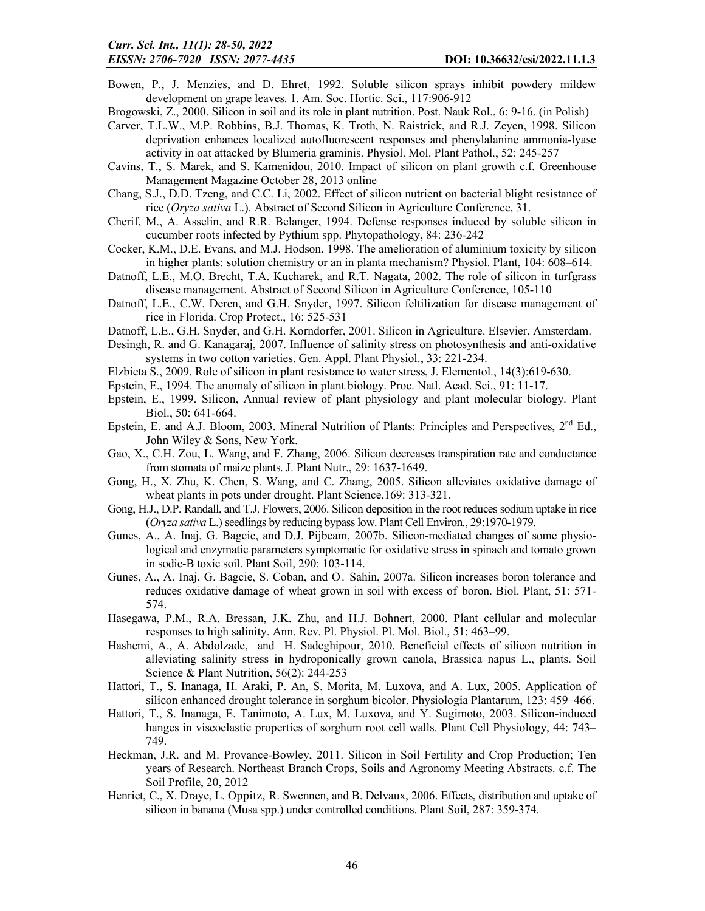Bowen, P., J. Menzies, and D. Ehret, 1992. Soluble silicon sprays inhibit powdery mildew development on grape leaves. 1. Am. Soc. Hortic. Sci., 117:906-912

Brogowski, Z., 2000. Silicon in soil and its role in plant nutrition. Post. Nauk Rol., 6: 9-16. (in Polish)

Carver, T.L.W., M.P. Robbins, B.J. Thomas, K. Troth, N. Raistrick, and R.J. Zeyen, 1998. Silicon deprivation enhances localized autofluorescent responses and phenylalanine ammonia-lyase activity in oat attacked by Blumeria graminis. Physiol. Mol. Plant Pathol., 52: 245-257

Cavins, T., S. Marek, and S. Kamenidou, 2010. Impact of silicon on plant growth c.f. Greenhouse Management Magazine October 28, 2013 online

Chang, S.J., D.D. Tzeng, and C.C. Li, 2002. Effect of silicon nutrient on bacterial blight resistance of rice (*Oryza sativa* L.). Abstract of Second Silicon in Agriculture Conference, 31.

Cherif, M., A. Asselin, and R.R. Belanger, 1994. Defense responses induced by soluble silicon in cucumber roots infected by Pythium spp. Phytopathology, 84: 236-242

Cocker, K.M., D.E. Evans, and M.J. Hodson, 1998. The amelioration of aluminium toxicity by silicon in higher plants: solution chemistry or an in planta mechanism? Physiol. Plant, 104: 608–614.

Datnoff, L.E., M.O. Brecht, T.A. Kucharek, and R.T. Nagata, 2002. The role of silicon in turfgrass disease management. Abstract of Second Silicon in Agriculture Conference, 105-110

Datnoff, L.E., C.W. Deren, and G.H. Snyder, 1997. Silicon feltilization for disease management of rice in Florida. Crop Protect., 16: 525-531

Datnoff, L.E., G.H. Snyder, and G.H. Korndorfer, 2001. Silicon in Agriculture. Elsevier, Amsterdam.

Desingh, R. and G. Kanagaraj, 2007. Influence of salinity stress on photosynthesis and anti-oxidative systems in two cotton varieties. Gen. Appl. Plant Physiol., 33: 221-234.

Elzbieta S., 2009. Role of silicon in plant resistance to water stress, J. Elementol., 14(3):619-630.

Epstein, E., 1994. The anomaly of silicon in plant biology. Proc. Natl. Acad. Sci., 91: 11-17.

Epstein, E., 1999. Silicon, Annual review of plant physiology and plant molecular biology. Plant Biol., 50: 641-664.

Epstein, E. and A.J. Bloom, 2003. Mineral Nutrition of Plants: Principles and Perspectives, 2nd Ed., John Wiley & Sons, New York.

Gao, X., C.H. Zou, L. Wang, and F. Zhang, 2006. Silicon decreases transpiration rate and conductance from stomata of maize plants. J. Plant Nutr., 29: 1637-1649.

Gong, H., X. Zhu, K. Chen, S. Wang, and C. Zhang, 2005. Silicon alleviates oxidative damage of wheat plants in pots under drought. Plant Science,169: 313-321.

Gong, H.J., D.P. Randall, and T.J. Flowers, 2006. Silicon deposition in the root reduces sodium uptake in rice (*Oryza sativa* L.) seedlings by reducing bypass low. Plant Cell Environ., 29:1970-1979.

Gunes, A., A. Inaj, G. Bagcie, and D.J. Pijbeam, 2007b. Silicon-mediated changes of some physiological and enzymatic parameters symptomatic for oxidative stress in spinach and tomato grown in sodic-B toxic soil. Plant Soil, 290: 103-114.

Gunes, A., A. Inaj, G. Bagcie, S. Coban, and O. Sahin, 2007a. Silicon increases boron tolerance and reduces oxidative damage of wheat grown in soil with excess of boron. Biol. Plant, 51: 571-574.

Hasegawa, P.M., R.A. Bressan, J.K. Zhu, and H.J. Bohnert, 2000. Plant cellular and molecular responses to high salinity. Ann. Rev. Pl. Physiol. Pl. Mol. Biol., 51: 463–99.

Hashemi, A., A. Abdolzade, and H. Sadeghipour, 2010. Beneficial effects of silicon nutrition in alleviating salinity stress in hydroponically grown canola, Brassica napus L., plants. Soil Science & Plant Nutrition, 56(2): 244-253

Hattori, T., S. Inanaga, H. Araki, P. An, S. Morita, M. Luxova, and A. Lux, 2005. Application of silicon enhanced drought tolerance in sorghum bicolor. Physiologia Plantarum, 123: 459–466.

Hattori, T., S. Inanaga, E. Tanimoto, A. Lux, M. Luxova, and Y. Sugimoto, 2003. Silicon-induced hanges in viscoelastic properties of sorghum root cell walls. Plant Cell Physiology, 44: 743–749.

Heckman, J.R. and M. Provance-Bowley, 2011. Silicon in Soil Fertility and Crop Production; Ten years of Research. Northeast Branch Crops, Soils and Agronomy Meeting Abstracts. c.f. The Soil Profile, 20, 2012

Henriet, C., X. Draye, L. Oppitz, R. Swennen, and B. Delvaux, 2006. Effects, distribution and uptake of silicon in banana (Musa spp.) under controlled conditions. Plant Soil, 287: 359-374.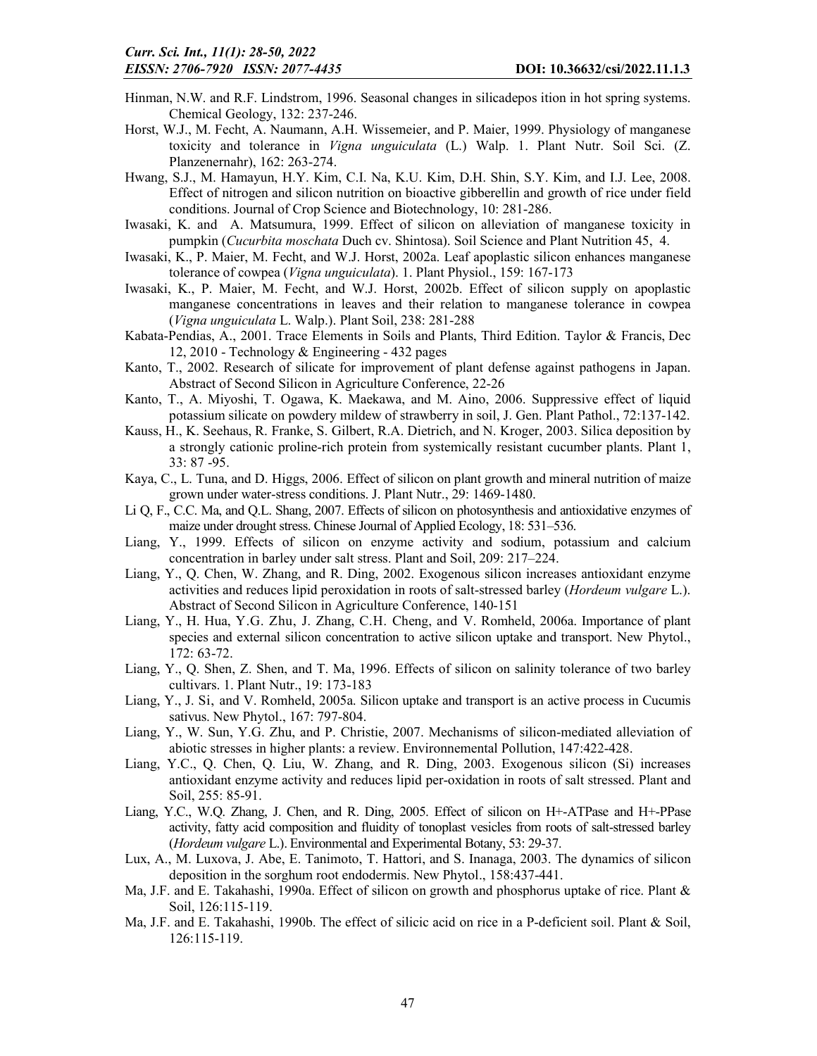Hinman, N.W. and R.F. Lindstrom, 1996. Seasonal changes in silicadepos ition in hot spring systems. Chemical Geology, 132: 237-246.

Horst, W.J., M. Fecht, A. Naumann, A.H. Wissemeier, and P. Maier, 1999. Physiology of manganese toxicity and tolerance in *Vigna unguiculata* (L.) Walp. 1. Plant Nutr. Soil Sci. (Z. Planzenernahr), 162: 263-274.

Hwang, S.J., M. Hamayun, H.Y. Kim, C.I. Na, K.U. Kim, D.H. Shin, S.Y. Kim, and I.J. Lee, 2008. Effect of nitrogen and silicon nutrition on bioactive gibberellin and growth of rice under field conditions. Journal of Crop Science and Biotechnology, 10: 281-286.

Iwasaki, K. and A. Matsumura, 1999. Effect of silicon on alleviation of manganese toxicity in pumpkin (*Cucurbita moschata* Duch cv. Shintosa). Soil Science and Plant Nutrition 45, 4.

Iwasaki, K., P. Maier, M. Fecht, and W.J. Horst, 2002a. Leaf apoplastic silicon enhances manganese tolerance of cowpea (*Vigna unguiculata*). 1. Plant Physiol., 159: 167-173

Iwasaki, K., P. Maier, M. Fecht, and W.J. Horst, 2002b. Effect of silicon supply on apoplastic manganese concentrations in leaves and their relation to manganese tolerance in cowpea (*Vigna unguiculata* L. Walp.). Plant Soil, 238: 281-288

Kabata-Pendias, A., 2001. Trace Elements in Soils and Plants, Third Edition. Taylor & Francis, Dec 12, 2010 - Technology & Engineering - 432 pages

Kanto, T., 2002. Research of silicate for improvement of plant defense against pathogens in Japan. Abstract of Second Silicon in Agriculture Conference, 22-26

Kanto, T., A. Miyoshi, T. Ogawa, K. Maekawa, and M. Aino, 2006. Suppressive effect of liquid potassium silicate on powdery mildew of strawberry in soil, J. Gen. Plant Pathol., 72:137-142.

Kauss, H., K. Seehaus, R. Franke, S. Gilbert, R.A. Dietrich, and N. Kroger, 2003. Silica deposition by a strongly cationic proline-rich protein from systemically resistant cucumber plants. Plant 1, 33: 87 -95.

Kaya, C., L. Tuna, and D. Higgs, 2006. Effect of silicon on plant growth and mineral nutrition of maize grown under water-stress conditions. J. Plant Nutr., 29: 1469-1480.

Li Q, F., C.C. Ma, and Q.L. Shang, 2007. Effects of silicon on photosynthesis and antioxidative enzymes of maize under drought stress. Chinese Journal of Applied Ecology, 18: 531–536.

Liang, Y., 1999. Effects of silicon on enzyme activity and sodium, potassium and calcium concentration in barley under salt stress. Plant and Soil, 209: 217–224.

Liang, Y., Q. Chen, W. Zhang, and R. Ding, 2002. Exogenous silicon increases antioxidant enzyme activities and reduces lipid peroxidation in roots of salt-stressed barley (*Hordeum vulgare* L.). Abstract of Second Silicon in Agriculture Conference, 140-151

Liang, Y., H. Hua, Y.G. Zhu, J. Zhang, C.H. Cheng, and V. Romheld, 2006a. Importance of plant species and external silicon concentration to active silicon uptake and transport. New Phytol., 172: 63-72.

Liang, Y., Q. Shen, Z. Shen, and T. Ma, 1996. Effects of silicon on salinity tolerance of two barley cultivars. 1. Plant Nutr., 19: 173-183

Liang, Y., J. Si, and V. Romheld, 2005a. Silicon uptake and transport is an active process in Cucumis sativus. New Phytol., 167: 797-804.

Liang, Y., W. Sun, Y.G. Zhu, and P. Christie, 2007. Mechanisms of silicon-mediated alleviation of abiotic stresses in higher plants: a review. Environnemental Pollution, 147:422-428.

Liang, Y.C., Q. Chen, Q. Liu, W. Zhang, and R. Ding, 2003. Exogenous silicon (Si) increases antioxidant enzyme activity and reduces lipid per-oxidation in roots of salt stressed. Plant and Soil, 255: 85-91.

Liang, Y.C., W.Q. Zhang, J. Chen, and R. Ding, 2005. Effect of silicon on H+-ATPase and H+-PPase activity, fatty acid composition and fluidity of tonoplast vesicles from roots of salt-stressed barley (*Hordeum vulgare* L.). Environmental and Experimental Botany, 53: 29-37.

Lux, A., M. Luxova, J. Abe, E. Tanimoto, T. Hattori, and S. Inanaga, 2003. The dynamics of silicon deposition in the sorghum root endodermis. New Phytol., 158:437-441.

Ma, J.F. and E. Takahashi, 1990a. Effect of silicon on growth and phosphorus uptake of rice. Plant & Soil, 126:115-119.

Ma, J.F. and E. Takahashi, 1990b. The effect of silicic acid on rice in a P-deficient soil. Plant & Soil, 126:115-119.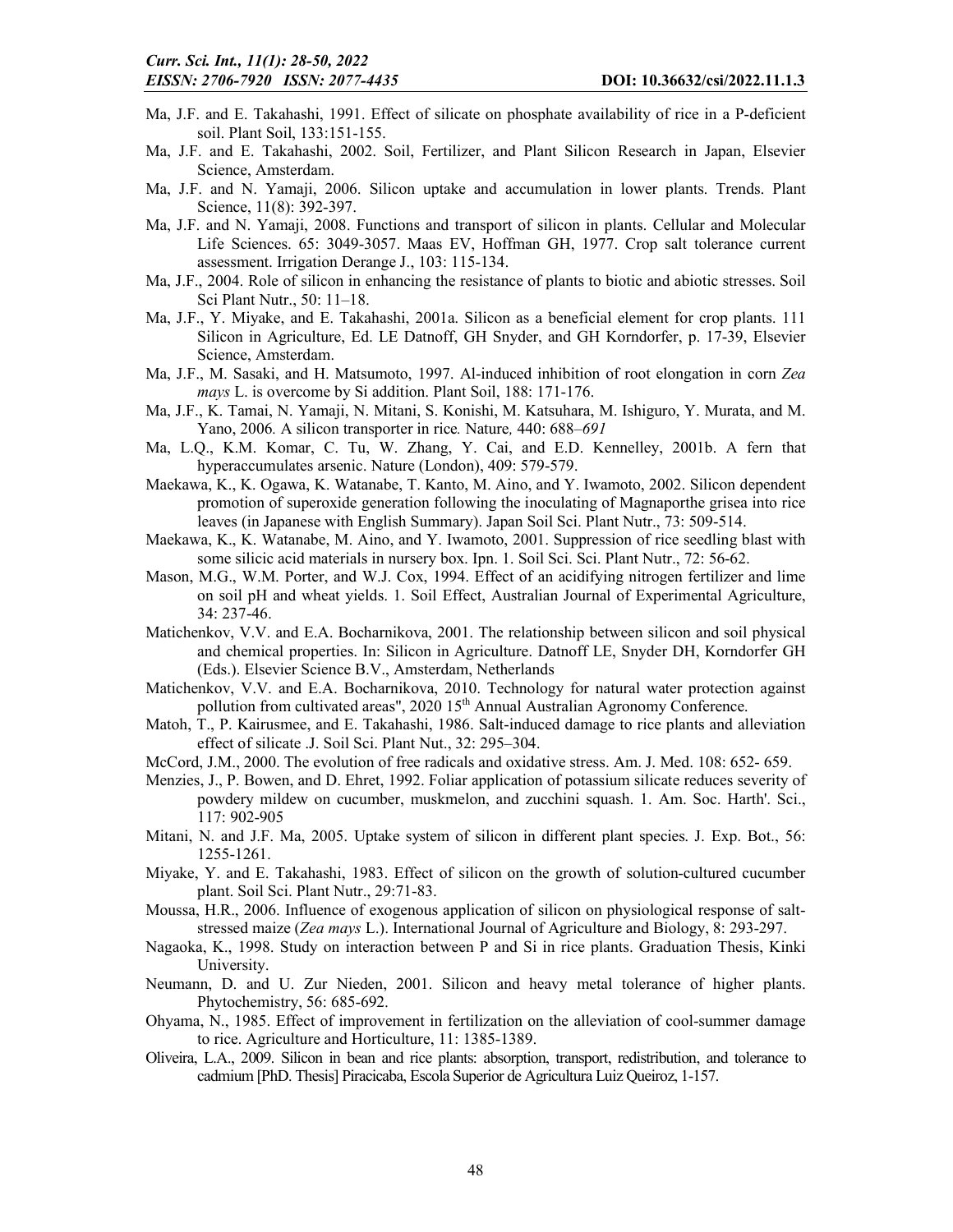Ma, J.F. and E. Takahashi, 1991. Effect of silicate on phosphate availability of rice in a P-deficient soil. Plant Soil, 133:151-155.

Ma, J.F. and E. Takahashi, 2002. Soil, Fertilizer, and Plant Silicon Research in Japan, Elsevier Science, Amsterdam.

Ma, J.F. and N. Yamaji, 2006. Silicon uptake and accumulation in lower plants. Trends. Plant Science, 11(8): 392-397.

Ma, J.F. and N. Yamaji, 2008. Functions and transport of silicon in plants. Cellular and Molecular Life Sciences. 65: 3049-3057. Maas EV, Hoffman GH, 1977. Crop salt tolerance current assessment. Irrigation Derange J., 103: 115-134.

Ma, J.F., 2004. Role of silicon in enhancing the resistance of plants to biotic and abiotic stresses. Soil Sci Plant Nutr., 50: 11–18.

Ma, J.F., Y. Miyake, and E. Takahashi, 2001a. Silicon as a beneficial element for crop plants. 111 Silicon in Agriculture, Ed. LE Datnoff, GH Snyder, and GH Korndorfer, p. 17-39, Elsevier Science, Amsterdam.

Ma, J.F., M. Sasaki, and H. Matsumoto, 1997. Al-induced inhibition of root elongation in corn *Zea mays* L. is overcome by Si addition. Plant Soil, 188: 171-176.

Ma, J.F., K. Tamai, N. Yamaji, N. Mitani, S. Konishi, M. Katsuhara, M. Ishiguro, Y. Murata, and M. Yano, 2006. A silicon transporter in rice. Nature, 440: 688–*691*

Ma, L.Q., K.M. Komar, C. Tu, W. Zhang, Y. Cai, and E.D. Kennelley, 2001b. A fern that hyperaccumulates arsenic. Nature (London), 409: 579-579.

Maekawa, K., K. Ogawa, K. Watanabe, T. Kanto, M. Aino, and Y. Iwamoto, 2002. Silicon dependent promotion of superoxide generation following the inoculating of Magnaporthe grisea into rice leaves (in Japanese with English Summary). Japan Soil Sci. Plant Nutr., 73: 509-514.

Maekawa, K., K. Watanabe, M. Aino, and Y. Iwamoto, 2001. Suppression of rice seedling blast with some silicic acid materials in nursery box. Ipn. 1. Soil Sci. Sci. Plant Nutr., 72: 56-62.

Mason, M.G., W.M. Porter, and W.J. Cox, 1994. Effect of an acidifying nitrogen fertilizer and lime on soil pH and wheat yields. 1. Soil Effect, Australian Journal of Experimental Agriculture, 34: 237-46.

Matichenkov, V.V. and E.A. Bocharnikova, 2001. The relationship between silicon and soil physical and chemical properties. In: Silicon in Agriculture. Datnoff LE, Snyder DH, Korndorfer GH (Eds.). Elsevier Science B.V., Amsterdam, Netherlands

Matichenkov, V.V. and E.A. Bocharnikova, 2010. Technology for natural water protection against pollution from cultivated areas", 2020 15th Annual Australian Agronomy Conference.

Matoh, T., P. Kairusmee, and E. Takahashi, 1986. Salt-induced damage to rice plants and alleviation effect of silicate .J. Soil Sci. Plant Nut., 32: 295–304.

McCord, J.M., 2000. The evolution of free radicals and oxidative stress. Am. J. Med. 108: 652- 659.

Menzies, J., P. Bowen, and D. Ehret, 1992. Foliar application of potassium silicate reduces severity of powdery mildew on cucumber, muskmelon, and zucchini squash. 1. Am. Soc. Harth'. Sci., 117: 902-905

Mitani, N. and J.F. Ma, 2005. Uptake system of silicon in different plant species. J. Exp. Bot., 56: 1255-1261.

Miyake, Y. and E. Takahashi, 1983. Effect of silicon on the growth of solution-cultured cucumber plant. Soil Sci. Plant Nutr., 29:71-83.

Moussa, H.R., 2006. Influence of exogenous application of silicon on physiological response of salt-stressed maize (*Zea mays* L.). International Journal of Agriculture and Biology, 8: 293-297.

Nagaoka, K., 1998. Study on interaction between P and Si in rice plants. Graduation Thesis, Kinki University.

Neumann, D. and U. Zur Nieden, 2001. Silicon and heavy metal tolerance of higher plants. Phytochemistry, 56: 685-692.

Ohyama, N., 1985. Effect of improvement in fertilization on the alleviation of cool-summer damage to rice. Agriculture and Horticulture, 11: 1385-1389.

Oliveira, L.A., 2009. Silicon in bean and rice plants: absorption, transport, redistribution, and tolerance to cadmium [PhD. Thesis] Piracicaba, Escola Superior de Agricultura Luiz Queiroz, 1-157.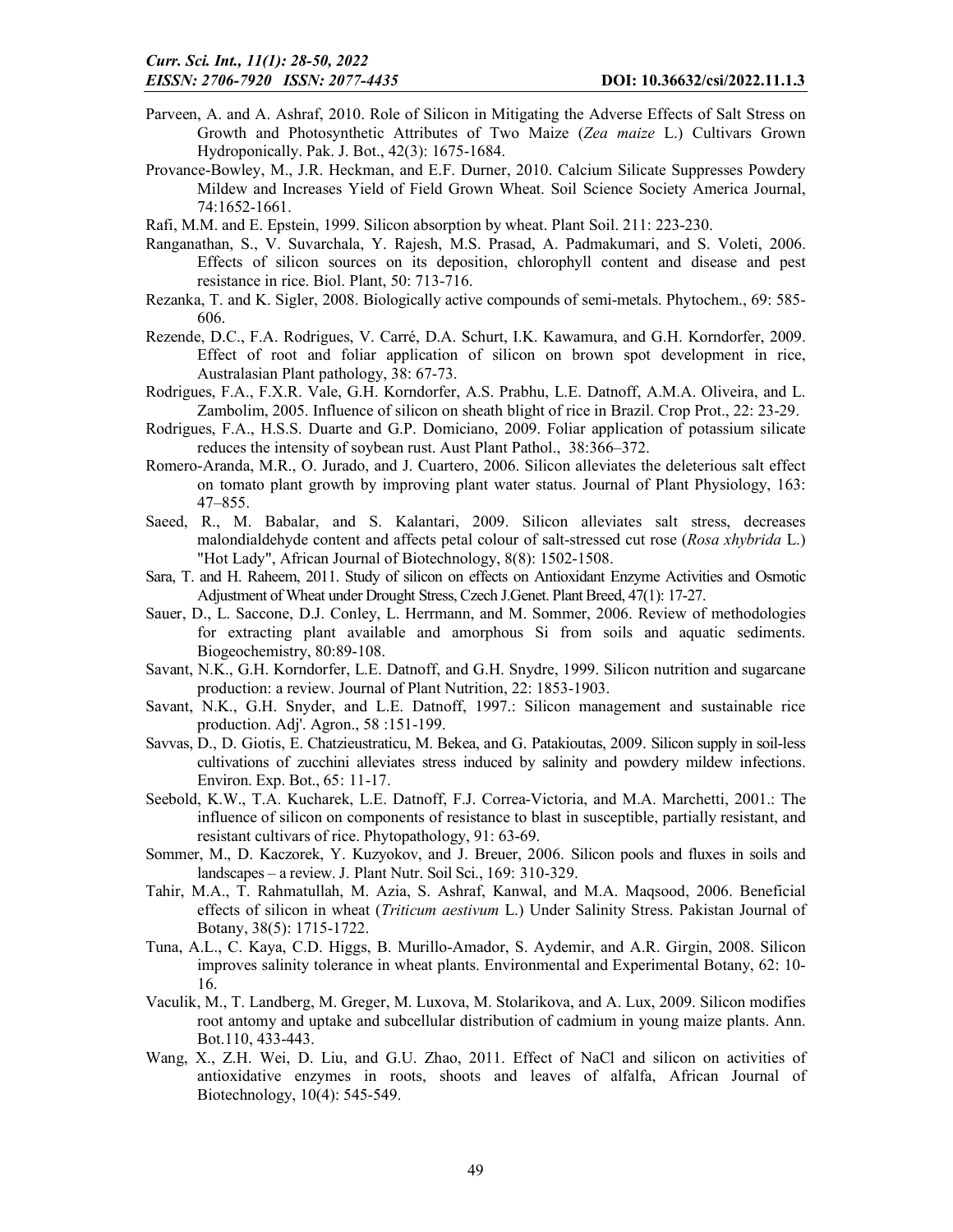Parveen, A. and A. Ashraf, 2010. Role of Silicon in Mitigating the Adverse Effects of Salt Stress on Growth and Photosynthetic Attributes of Two Maize (*Zea maize* L.) Cultivars Grown Hydroponically. Pak. J. Bot., 42(3): 1675-1684.

Provance-Bowley, M., J.R. Heckman, and E.F. Durner, 2010. Calcium Silicate Suppresses Powdery Mildew and Increases Yield of Field Grown Wheat. Soil Science Society America Journal, 74:1652-1661.

Rafi, M.M. and E. Epstein, 1999. Silicon absorption by wheat. Plant Soil. 211: 223-230.

Ranganathan, S., V. Suvarchala, Y. Rajesh, M.S. Prasad, A. Padmakumari, and S. Voleti, 2006. Effects of silicon sources on its deposition, chlorophyll content and disease and pest resistance in rice. Biol. Plant, 50: 713-716.

Rezanka, T. and K. Sigler, 2008. Biologically active compounds of semi-metals. Phytochem., 69: 585-606.

Rezende, D.C., F.A. Rodrigues, V. Carré, D.A. Schurt, I.K. Kawamura, and G.H. Korndorfer, 2009. Effect of root and foliar application of silicon on brown spot development in rice, Australasian Plant pathology, 38: 67-73.

Rodrigues, F.A., F.X.R. Vale, G.H. Korndorfer, A.S. Prabhu, L.E. Datnoff, A.M.A. Oliveira, and L. Zambolim, 2005. Influence of silicon on sheath blight of rice in Brazil. Crop Prot., 22: 23-29.

Rodrigues, F.A., H.S.S. Duarte and G.P. Domiciano, 2009. Foliar application of potassium silicate reduces the intensity of soybean rust. Aust Plant Pathol., 38:366–372.

Romero-Aranda, M.R., O. Jurado, and J. Cuartero, 2006. Silicon alleviates the deleterious salt effect on tomato plant growth by improving plant water status. Journal of Plant Physiology, 163: 47–855.

Saeed, R., M. Babalar, and S. Kalantari, 2009. Silicon alleviates salt stress, decreases malondialdehyde content and affects petal colour of salt-stressed cut rose (*Rosa xhybrida* L.) "Hot Lady", African Journal of Biotechnology, 8(8): 1502-1508.

Sara, T. and H. Raheem, 2011. Study of silicon on effects on Antioxidant Enzyme Activities and Osmotic Adjustment of Wheat under Drought Stress, Czech J.Genet. Plant Breed, 47(1): 17-27.

Sauer, D., L. Saccone, D.J. Conley, L. Herrmann, and M. Sommer, 2006. Review of methodologies for extracting plant available and amorphous Si from soils and aquatic sediments. Biogeochemistry, 80:89-108.

Savant, N.K., G.H. Korndorfer, L.E. Datnoff, and G.H. Snydre, 1999. Silicon nutrition and sugarcane production: a review. Journal of Plant Nutrition, 22: 1853-1903.

Savant, N.K., G.H. Snyder, and L.E. Datnoff, 1997.: Silicon management and sustainable rice production. Adj'. Agron., 58 :151-199.

Savvas, D., D. Giotis, E. Chatzieustraticu, M. Bekea, and G. Patakioutas, 2009. Silicon supply in soil-less cultivations of zucchini alleviates stress induced by salinity and powdery mildew infections. Environ. Exp. Bot., 65: 11-17.

Seebold, K.W., T.A. Kucharek, L.E. Datnoff, F.J. Correa-Victoria, and M.A. Marchetti, 2001.: The influence of silicon on components of resistance to blast in susceptible, partially resistant, and resistant cultivars of rice. Phytopathology, 91: 63-69.

Sommer, M., D. Kaczorek, Y. Kuzyokov, and J. Breuer, 2006. Silicon pools and fluxes in soils and landscapes – a review. J. Plant Nutr. Soil Sci., 169: 310-329.

Tahir, M.A., T. Rahmatullah, M. Azia, S. Ashraf, Kanwal, and M.A. Maqsood, 2006. Beneficial effects of silicon in wheat (*Triticum aestivum* L.) Under Salinity Stress. Pakistan Journal of Botany, 38(5): 1715-1722.

Tuna, A.L., C. Kaya, C.D. Higgs, B. Murillo-Amador, S. Aydemir, and A.R. Girgin, 2008. Silicon improves salinity tolerance in wheat plants. Environmental and Experimental Botany, 62: 10-16.

Vaculik, M., T. Landberg, M. Greger, M. Luxova, M. Stolarikova, and A. Lux, 2009. Silicon modifies root antomy and uptake and subcellular distribution of cadmium in young maize plants. Ann. Bot.110, 433-443.

Wang, X., Z.H. Wei, D. Liu, and G.U. Zhao, 2011. Effect of NaCl and silicon on activities of antioxidative enzymes in roots, shoots and leaves of alfalfa, African Journal of Biotechnology, 10(4): 545-549.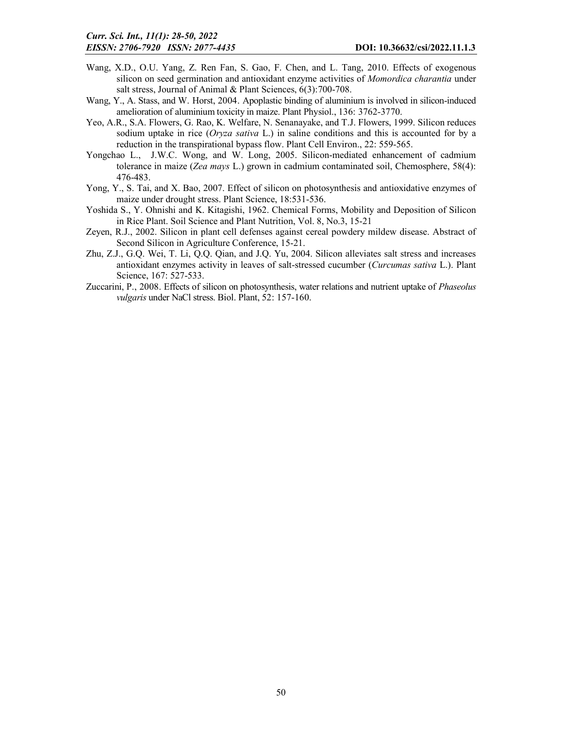Wang, X.D., O.U. Yang, Z. Ren Fan, S. Gao, F. Chen, and L. Tang, 2010. Effects of exogenous silicon on seed germination and antioxidant enzyme activities of *Momordica charantia* under salt stress, Journal of Animal & Plant Sciences, 6(3):700-708.

Wang, Y., A. Stass, and W. Horst, 2004. Apoplastic binding of aluminium is involved in silicon-induced amelioration of aluminium toxicity in maize. Plant Physiol., 136: 3762-3770.

Yeo, A.R., S.A. Flowers, G. Rao, K. Welfare, N. Senanayake, and T.J. Flowers, 1999. Silicon reduces sodium uptake in rice (*Oryza sativa* L.) in saline conditions and this is accounted for by a reduction in the transpirational bypass flow. Plant Cell Environ., 22: 559-565.

Yongchao L., J.W.C. Wong, and W. Long, 2005. Silicon-mediated enhancement of cadmium tolerance in maize (*Zea mays* L.) grown in cadmium contaminated soil, Chemosphere, 58(4): 476-483.

Yong, Y., S. Tai, and X. Bao, 2007. Effect of silicon on photosynthesis and antioxidative enzymes of maize under drought stress. Plant Science, 18:531-536.

Yoshida S., Y. Ohnishi and K. Kitagishi, 1962. Chemical Forms, Mobility and Deposition of Silicon in Rice Plant. Soil Science and Plant Nutrition, Vol. 8, No.3, 15-21

Zeyen, R.J., 2002. Silicon in plant cell defenses against cereal powdery mildew disease. Abstract of Second Silicon in Agriculture Conference, 15-21.

Zhu, Z.J., G.Q. Wei, T. Li, Q.Q. Qian, and J.Q. Yu, 2004. Silicon alleviates salt stress and increases antioxidant enzymes activity in leaves of salt-stressed cucumber (*Curcumas sativa* L.). Plant Science, 167: 527-533.

Zuccarini, P., 2008. Effects of silicon on photosynthesis, water relations and nutrient uptake of *Phaseolus vulgaris* under NaCl stress. Biol. Plant, 52: 157-160.